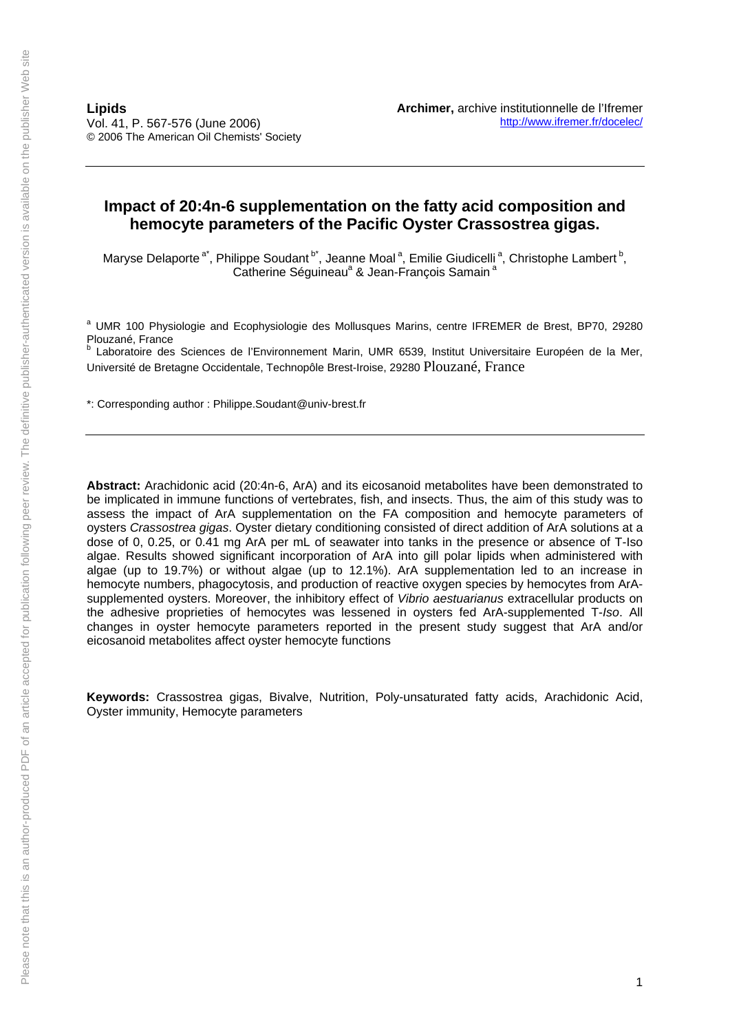**Lipids**
Vol. 41, P. 567-576 (June 2006)
© 2006 The American Oil Chemists' Society

**Archimer,** archive institutionnelle de l'Ifremer
http://www.ifremer.fr/docelec/

# Impact of 20:4n-6 supplementation on the fatty acid composition and hemocyte parameters of the Pacific Oyster Crassostrea gigas.

Maryse Delaporte [a*], Philippe Soudant [b*], Jeanne Moal [a], Emilie Giudicelli [a], Christophe Lambert [b], Catherine Séguineau [a] & Jean-François Samain [a]

[a] UMR 100 Physiologie and Ecophysiologie des Mollusques Marins, centre IFREMER de Brest, BP70, 29280 Plouzané, France
[b] Laboratoire des Sciences de l'Environnement Marin, UMR 6539, Institut Universitaire Européen de la Mer, Université de Bretagne Occidentale, Technopôle Brest-Iroise, 29280 Plouzané, France

*: Corresponding author : Philippe.Soudant@univ-brest.fr

**Abstract:** Arachidonic acid (20:4n-6, ArA) and its eicosanoid metabolites have been demonstrated to be implicated in immune functions of vertebrates, fish, and insects. Thus, the aim of this study was to assess the impact of ArA supplementation on the FA composition and hemocyte parameters of oysters *Crassostrea gigas*. Oyster dietary conditioning consisted of direct addition of ArA solutions at a dose of 0, 0.25, or 0.41 mg ArA per mL of seawater into tanks in the presence or absence of T-Iso algae. Results showed significant incorporation of ArA into gill polar lipids when administered with algae (up to 19.7%) or without algae (up to 12.1%). ArA supplementation led to an increase in hemocyte numbers, phagocytosis, and production of reactive oxygen species by hemocytes from ArA-supplemented oysters. Moreover, the inhibitory effect of *Vibrio aestuarianus* extracellular products on the adhesive proprieties of hemocytes was lessened in oysters fed ArA-supplemented T-*Iso*. All changes in oyster hemocyte parameters reported in the present study suggest that ArA and/or eicosanoid metabolites affect oyster hemocyte functions

**Keywords:** Crassostrea gigas, Bivalve, Nutrition, Poly-unsaturated fatty acids, Arachidonic Acid, Oyster immunity, Hemocyte parameters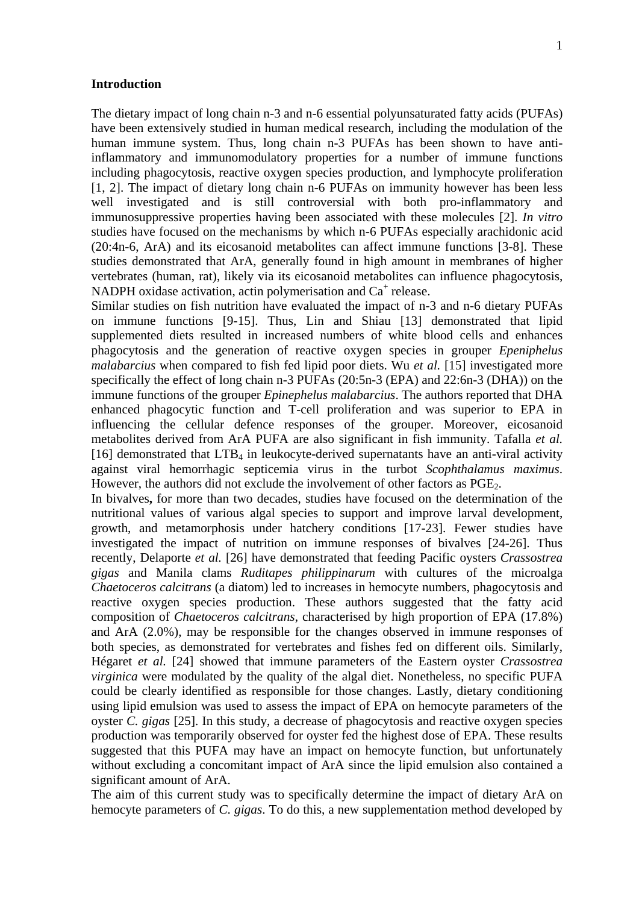**Introduction**

The dietary impact of long chain n-3 and n-6 essential polyunsaturated fatty acids (PUFAs) have been extensively studied in human medical research, including the modulation of the human immune system. Thus, long chain n-3 PUFAs has been shown to have anti-inflammatory and immunomodulatory properties for a number of immune functions including phagocytosis, reactive oxygen species production, and lymphocyte proliferation [1, 2]. The impact of dietary long chain n-6 PUFAs on immunity however has been less well investigated and is still controversial with both pro-inflammatory and immunosuppressive properties having been associated with these molecules [2]. *In vitro* studies have focused on the mechanisms by which n-6 PUFAs especially arachidonic acid (20:4n-6, ArA) and its eicosanoid metabolites can affect immune functions [3-8]. These studies demonstrated that ArA, generally found in high amount in membranes of higher vertebrates (human, rat), likely via its eicosanoid metabolites can influence phagocytosis, NADPH oxidase activation, actin polymerisation and $Ca^{+}$ release.

Similar studies on fish nutrition have evaluated the impact of n-3 and n-6 dietary PUFAs on immune functions [9-15]. Thus, Lin and Shiau [13] demonstrated that lipid supplemented diets resulted in increased numbers of white blood cells and enhances phagocytosis and the generation of reactive oxygen species in grouper *Epeniphelus malabarcius* when compared to fish fed lipid poor diets. Wu *et al.* [15] investigated more specifically the effect of long chain n-3 PUFAs (20:5n-3 (EPA) and 22:6n-3 (DHA)) on the immune functions of the grouper *Epinephelus malabarcius*. The authors reported that DHA enhanced phagocytic function and T-cell proliferation and was superior to EPA in influencing the cellular defence responses of the grouper. Moreover, eicosanoid metabolites derived from ArA PUFA are also significant in fish immunity. Tafalla *et al.* [16] demonstrated that $LTB_4$ in leukocyte-derived supernatants have an anti-viral activity against viral hemorrhagic septicemia virus in the turbot *Scophthalamus maximus*. However, the authors did not exclude the involvement of other factors as $PGE_2$.

In bivalves**,** for more than two decades, studies have focused on the determination of the nutritional values of various algal species to support and improve larval development, growth, and metamorphosis under hatchery conditions [17-23]. Fewer studies have investigated the impact of nutrition on immune responses of bivalves [24-26]. Thus recently, Delaporte *et al.* [26] have demonstrated that feeding Pacific oysters *Crassostrea gigas* and Manila clams *Ruditapes philippinarum* with cultures of the microalga *Chaetoceros calcitrans* (a diatom) led to increases in hemocyte numbers, phagocytosis and reactive oxygen species production. These authors suggested that the fatty acid composition of *Chaetoceros calcitrans*, characterised by high proportion of EPA (17.8%) and ArA (2.0%), may be responsible for the changes observed in immune responses of both species, as demonstrated for vertebrates and fishes fed on different oils. Similarly, Hégaret *et al.* [24] showed that immune parameters of the Eastern oyster *Crassostrea virginica* were modulated by the quality of the algal diet. Nonetheless, no specific PUFA could be clearly identified as responsible for those changes. Lastly, dietary conditioning using lipid emulsion was used to assess the impact of EPA on hemocyte parameters of the oyster *C. gigas* [25]. In this study, a decrease of phagocytosis and reactive oxygen species production was temporarily observed for oyster fed the highest dose of EPA. These results suggested that this PUFA may have an impact on hemocyte function, but unfortunately without excluding a concomitant impact of ArA since the lipid emulsion also contained a significant amount of ArA.

The aim of this current study was to specifically determine the impact of dietary ArA on hemocyte parameters of *C. gigas*. To do this, a new supplementation method developed by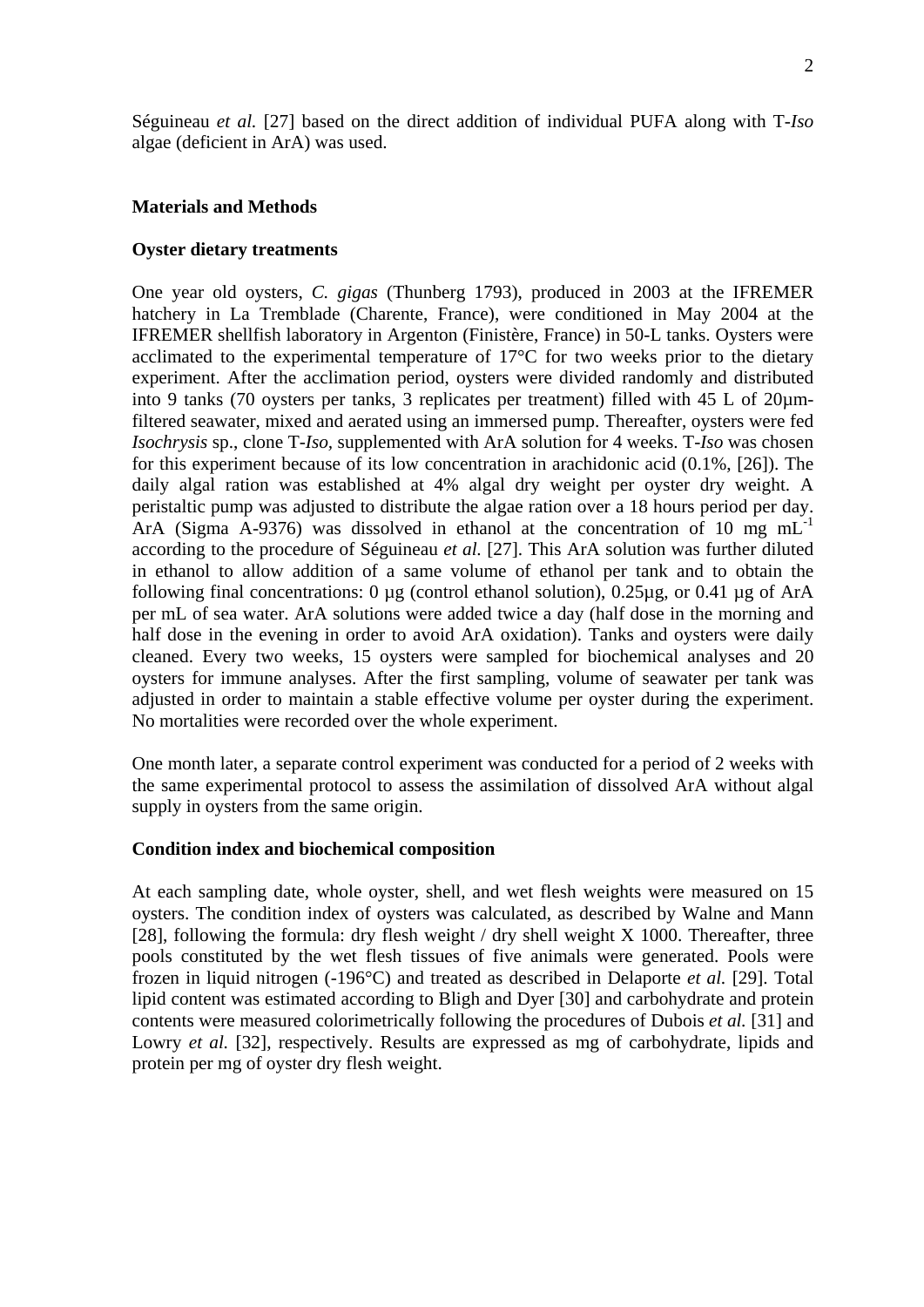Séguineau *et al.* [27] based on the direct addition of individual PUFA along with T-*Iso* algae (deficient in ArA) was used.

## Materials and Methods

### Oyster dietary treatments

One year old oysters, *C. gigas* (Thunberg 1793), produced in 2003 at the IFREMER hatchery in La Tremblade (Charente, France), were conditioned in May 2004 at the IFREMER shellfish laboratory in Argenton (Finistère, France) in 50-L tanks. Oysters were acclimated to the experimental temperature of 17°C for two weeks prior to the dietary experiment. After the acclimation period, oysters were divided randomly and distributed into 9 tanks (70 oysters per tanks, 3 replicates per treatment) filled with 45 L of 20µm-filtered seawater, mixed and aerated using an immersed pump. Thereafter, oysters were fed *Isochrysis* sp., clone T-*Iso*, supplemented with ArA solution for 4 weeks. T-*Iso* was chosen for this experiment because of its low concentration in arachidonic acid (0.1%, [26]). The daily algal ration was established at 4% algal dry weight per oyster dry weight. A peristaltic pump was adjusted to distribute the algae ration over a 18 hours period per day. ArA (Sigma A-9376) was dissolved in ethanol at the concentration of 10 mg $mL^{-1}$ according to the procedure of Séguineau *et al.* [27]. This ArA solution was further diluted in ethanol to allow addition of a same volume of ethanol per tank and to obtain the following final concentrations: 0 µg (control ethanol solution), 0.25µg, or 0.41 µg of ArA per mL of sea water. ArA solutions were added twice a day (half dose in the morning and half dose in the evening in order to avoid ArA oxidation). Tanks and oysters were daily cleaned. Every two weeks, 15 oysters were sampled for biochemical analyses and 20 oysters for immune analyses. After the first sampling, volume of seawater per tank was adjusted in order to maintain a stable effective volume per oyster during the experiment. No mortalities were recorded over the whole experiment.

One month later, a separate control experiment was conducted for a period of 2 weeks with the same experimental protocol to assess the assimilation of dissolved ArA without algal supply in oysters from the same origin.

### Condition index and biochemical composition

At each sampling date, whole oyster, shell, and wet flesh weights were measured on 15 oysters. The condition index of oysters was calculated, as described by Walne and Mann [28], following the formula: dry flesh weight / dry shell weight X 1000. Thereafter, three pools constituted by the wet flesh tissues of five animals were generated. Pools were frozen in liquid nitrogen (-196°C) and treated as described in Delaporte *et al.* [29]. Total lipid content was estimated according to Bligh and Dyer [30] and carbohydrate and protein contents were measured colorimetrically following the procedures of Dubois *et al.* [31] and Lowry *et al.* [32], respectively. Results are expressed as mg of carbohydrate, lipids and protein per mg of oyster dry flesh weight.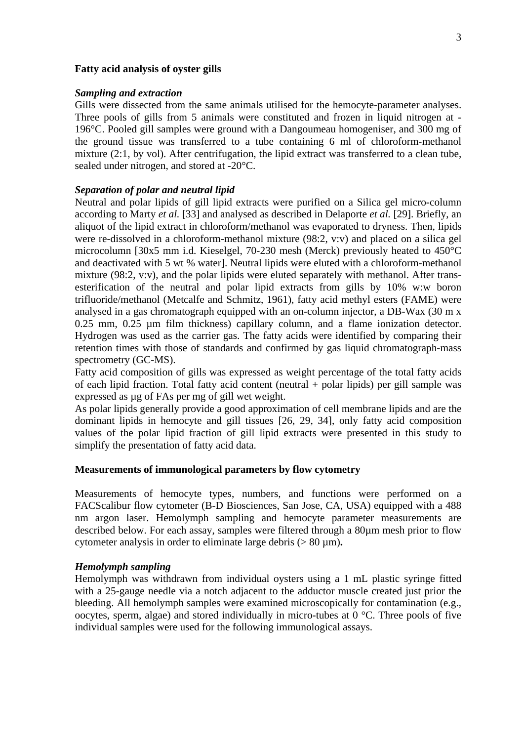### Fatty acid analysis of oyster gills

#### *Sampling and extraction*

Gills were dissected from the same animals utilised for the hemocyte-parameter analyses. Three pools of gills from 5 animals were constituted and frozen in liquid nitrogen at -196°C. Pooled gill samples were ground with a Dangoumeau homogeniser, and 300 mg of the ground tissue was transferred to a tube containing 6 ml of chloroform-methanol mixture (2:1, by vol). After centrifugation, the lipid extract was transferred to a clean tube, sealed under nitrogen, and stored at -20°C.

#### *Separation of polar and neutral lipid*

Neutral and polar lipids of gill lipid extracts were purified on a Silica gel micro-column according to Marty *et al.* [33] and analysed as described in Delaporte *et al.* [29]. Briefly, an aliquot of the lipid extract in chloroform/methanol was evaporated to dryness. Then, lipids were re-dissolved in a chloroform-methanol mixture (98:2, v:v) and placed on a silica gel microcolumn [30x5 mm i.d. Kieselgel, 70-230 mesh (Merck) previously heated to 450°C and deactivated with 5 wt % water]. Neutral lipids were eluted with a chloroform-methanol mixture (98:2, v:v), and the polar lipids were eluted separately with methanol. After trans-esterification of the neutral and polar lipid extracts from gills by 10% w:w boron trifluoride/methanol (Metcalfe and Schmitz, 1961), fatty acid methyl esters (FAME) were analysed in a gas chromatograph equipped with an on-column injector, a DB-Wax (30 m x 0.25 mm, 0.25 µm film thickness) capillary column, and a flame ionization detector. Hydrogen was used as the carrier gas. The fatty acids were identified by comparing their retention times with those of standards and confirmed by gas liquid chromatograph-mass spectrometry (GC-MS).

Fatty acid composition of gills was expressed as weight percentage of the total fatty acids of each lipid fraction. Total fatty acid content (neutral + polar lipids) per gill sample was expressed as µg of FAs per mg of gill wet weight.

As polar lipids generally provide a good approximation of cell membrane lipids and are the dominant lipids in hemocyte and gill tissues [26, 29, 34], only fatty acid composition values of the polar lipid fraction of gill lipid extracts were presented in this study to simplify the presentation of fatty acid data.

### Measurements of immunological parameters by flow cytometry

Measurements of hemocyte types, numbers, and functions were performed on a FACScalibur flow cytometer (B-D Biosciences, San Jose, CA, USA) equipped with a 488 nm argon laser. Hemolymph sampling and hemocyte parameter measurements are described below. For each assay, samples were filtered through a 80µm mesh prior to flow cytometer analysis in order to eliminate large debris (> 80 µm)**.**

#### *Hemolymph sampling*

Hemolymph was withdrawn from individual oysters using a 1 mL plastic syringe fitted with a 25-gauge needle via a notch adjacent to the adductor muscle created just prior the bleeding. All hemolymph samples were examined microscopically for contamination (e.g., oocytes, sperm, algae) and stored individually in micro-tubes at 0 °C. Three pools of five individual samples were used for the following immunological assays.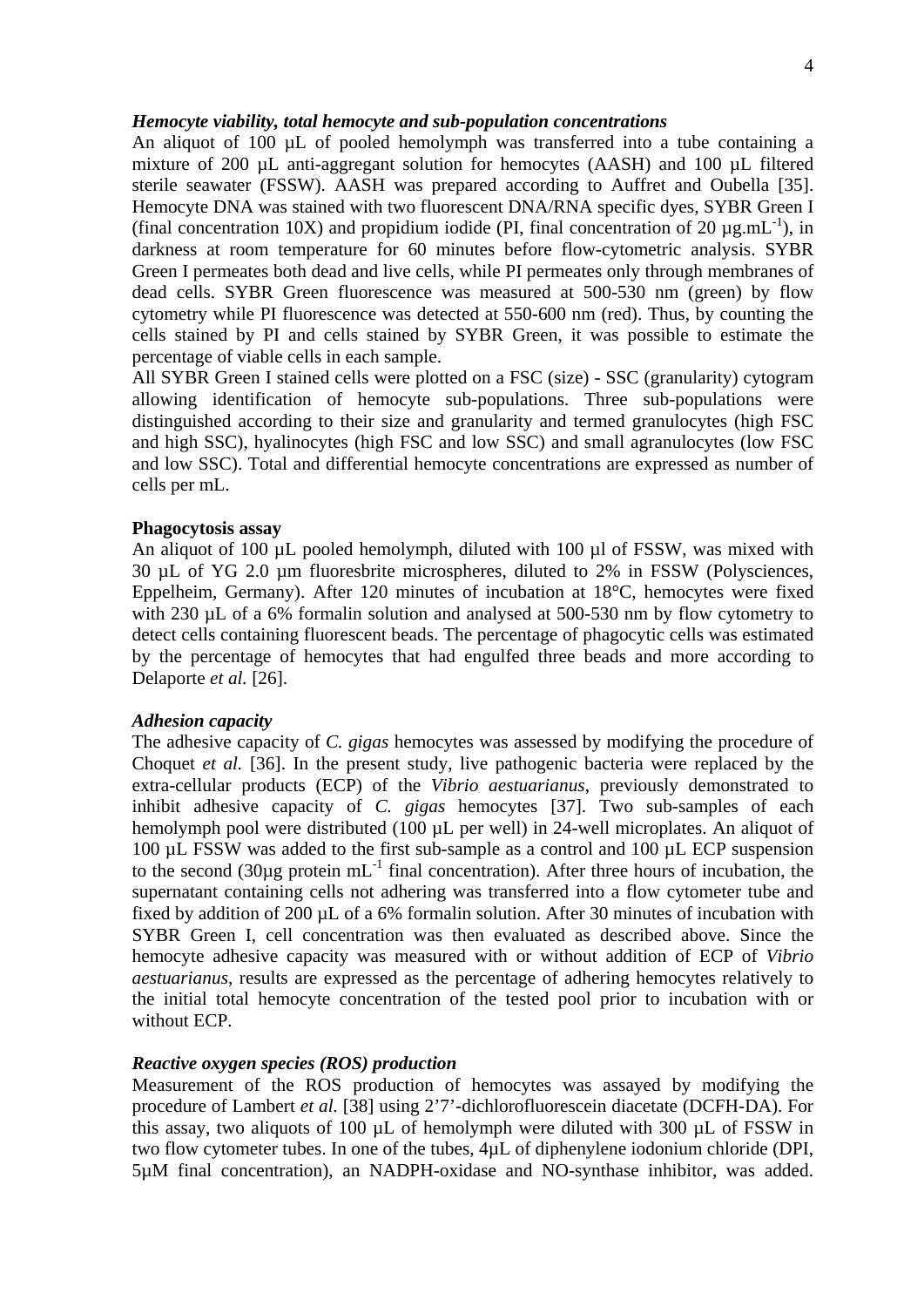### *Hemocyte viability, total hemocyte and sub-population concentrations*

An aliquot of 100 µL of pooled hemolymph was transferred into a tube containing a mixture of 200 µL anti-aggregant solution for hemocytes (AASH) and 100 µL filtered sterile seawater (FSSW). AASH was prepared according to Auffret and Oubella [35]. Hemocyte DNA was stained with two fluorescent DNA/RNA specific dyes, SYBR Green I (final concentration 10X) and propidium iodide (PI, final concentration of 20 µg.mL$^{-1}$), in darkness at room temperature for 60 minutes before flow-cytometric analysis. SYBR Green I permeates both dead and live cells, while PI permeates only through membranes of dead cells. SYBR Green fluorescence was measured at 500-530 nm (green) by flow cytometry while PI fluorescence was detected at 550-600 nm (red). Thus, by counting the cells stained by PI and cells stained by SYBR Green, it was possible to estimate the percentage of viable cells in each sample.

All SYBR Green I stained cells were plotted on a FSC (size) - SSC (granularity) cytogram allowing identification of hemocyte sub-populations. Three sub-populations were distinguished according to their size and granularity and termed granulocytes (high FSC and high SSC), hyalinocytes (high FSC and low SSC) and small agranulocytes (low FSC and low SSC). Total and differential hemocyte concentrations are expressed as number of cells per mL.

**Phagocytosis assay**

An aliquot of 100 µL pooled hemolymph, diluted with 100 µl of FSSW, was mixed with 30 µL of YG 2.0 µm fluoresbrite microspheres, diluted to 2% in FSSW (Polysciences, Eppelheim, Germany). After 120 minutes of incubation at 18°C, hemocytes were fixed with 230 µL of a 6% formalin solution and analysed at 500-530 nm by flow cytometry to detect cells containing fluorescent beads. The percentage of phagocytic cells was estimated by the percentage of hemocytes that had engulfed three beads and more according to Delaporte *et al.* [26].

### *Adhesion capacity*

The adhesive capacity of *C. gigas* hemocytes was assessed by modifying the procedure of Choquet *et al.* [36]. In the present study, live pathogenic bacteria were replaced by the extra-cellular products (ECP) of the *Vibrio aestuarianus*, previously demonstrated to inhibit adhesive capacity of *C. gigas* hemocytes [37]. Two sub-samples of each hemolymph pool were distributed (100 µL per well) in 24-well microplates. An aliquot of 100 µL FSSW was added to the first sub-sample as a control and 100 µL ECP suspension to the second (30µg protein mL$^{-1}$ final concentration). After three hours of incubation, the supernatant containing cells not adhering was transferred into a flow cytometer tube and fixed by addition of 200 µL of a 6% formalin solution. After 30 minutes of incubation with SYBR Green I, cell concentration was then evaluated as described above. Since the hemocyte adhesive capacity was measured with or without addition of ECP of *Vibrio aestuarianus*, results are expressed as the percentage of adhering hemocytes relatively to the initial total hemocyte concentration of the tested pool prior to incubation with or without ECP.

### *Reactive oxygen species (ROS) production*

Measurement of the ROS production of hemocytes was assayed by modifying the procedure of Lambert *et al.* [38] using 2'7'-dichlorofluorescein diacetate (DCFH-DA). For this assay, two aliquots of 100 µL of hemolymph were diluted with 300 µL of FSSW in two flow cytometer tubes. In one of the tubes, 4µL of diphenylene iodonium chloride (DPI, 5µM final concentration), an NADPH-oxidase and NO-synthase inhibitor, was added.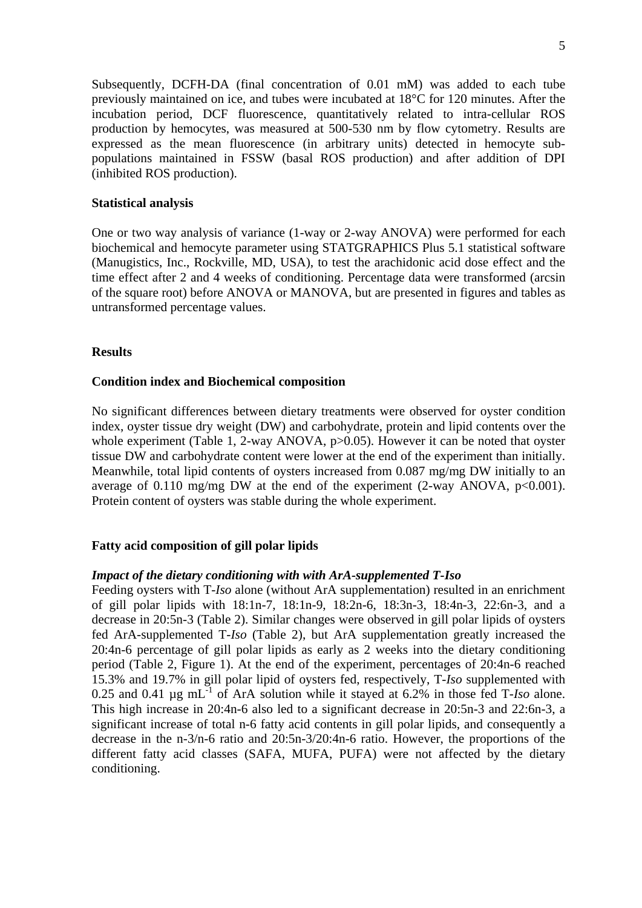Subsequently, DCFH-DA (final concentration of 0.01 mM) was added to each tube previously maintained on ice, and tubes were incubated at 18°C for 120 minutes. After the incubation period, DCF fluorescence, quantitatively related to intra-cellular ROS production by hemocytes, was measured at 500-530 nm by flow cytometry. Results are expressed as the mean fluorescence (in arbitrary units) detected in hemocyte sub-populations maintained in FSSW (basal ROS production) and after addition of DPI (inhibited ROS production).

**Statistical analysis**

One or two way analysis of variance (1-way or 2-way ANOVA) were performed for each biochemical and hemocyte parameter using STATGRAPHICS Plus 5.1 statistical software (Manugistics, Inc., Rockville, MD, USA), to test the arachidonic acid dose effect and the time effect after 2 and 4 weeks of conditioning. Percentage data were transformed (arcsin of the square root) before ANOVA or MANOVA, but are presented in figures and tables as untransformed percentage values.

## Results

**Condition index and Biochemical composition**

No significant differences between dietary treatments were observed for oyster condition index, oyster tissue dry weight (DW) and carbohydrate, protein and lipid contents over the whole experiment (Table 1, 2-way ANOVA, $p>0.05$). However it can be noted that oyster tissue DW and carbohydrate content were lower at the end of the experiment than initially. Meanwhile, total lipid contents of oysters increased from 0.087 mg/mg DW initially to an average of 0.110 mg/mg DW at the end of the experiment (2-way ANOVA, $p<0.001$). Protein content of oysters was stable during the whole experiment.

**Fatty acid composition of gill polar lipids**

***Impact of the dietary conditioning with with ArA-supplemented T-Iso***

Feeding oysters with T-*Iso* alone (without ArA supplementation) resulted in an enrichment of gill polar lipids with 18:1n-7, 18:1n-9, 18:2n-6, 18:3n-3, 18:4n-3, 22:6n-3, and a decrease in 20:5n-3 (Table 2). Similar changes were observed in gill polar lipids of oysters fed ArA-supplemented T-*Iso* (Table 2), but ArA supplementation greatly increased the 20:4n-6 percentage of gill polar lipids as early as 2 weeks into the dietary conditioning period (Table 2, Figure 1). At the end of the experiment, percentages of 20:4n-6 reached 15.3% and 19.7% in gill polar lipid of oysters fed, respectively, T-*Iso* supplemented with 0.25 and 0.41 µg $mL^{-1}$ of ArA solution while it stayed at 6.2% in those fed T-*Iso* alone. This high increase in 20:4n-6 also led to a significant decrease in 20:5n-3 and 22:6n-3, a significant increase of total n-6 fatty acid contents in gill polar lipids, and consequently a decrease in the n-3/n-6 ratio and 20:5n-3/20:4n-6 ratio. However, the proportions of the different fatty acid classes (SAFA, MUFA, PUFA) were not affected by the dietary conditioning.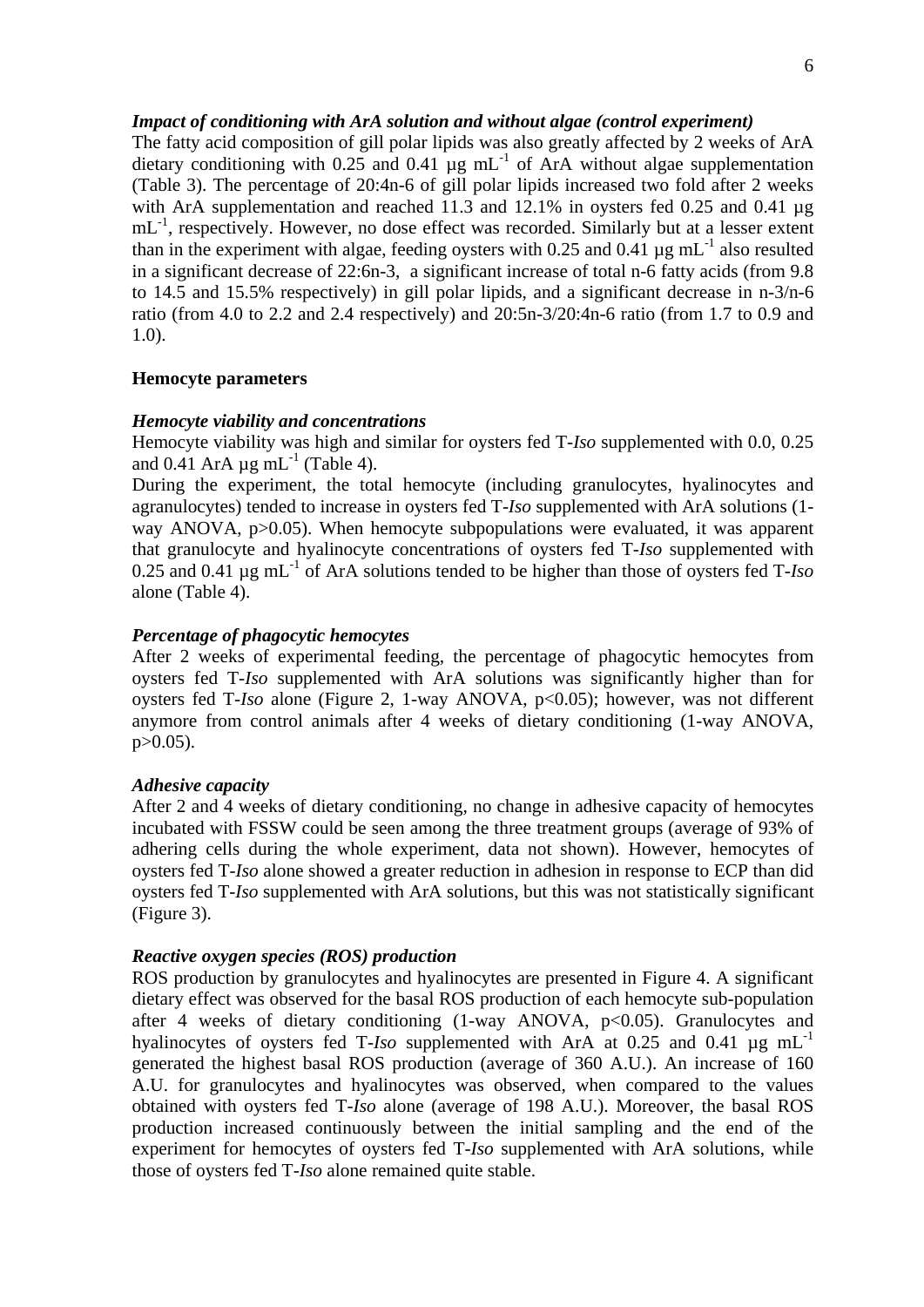### *Impact of conditioning with ArA solution and without algae (control experiment)*

The fatty acid composition of gill polar lipids was also greatly affected by 2 weeks of ArA dietary conditioning with 0.25 and 0.41 µg $mL^{-1}$ of ArA without algae supplementation (Table 3). The percentage of 20:4n-6 of gill polar lipids increased two fold after 2 weeks with ArA supplementation and reached 11.3 and 12.1% in oysters fed 0.25 and 0.41 µg $mL^{-1}$, respectively. However, no dose effect was recorded. Similarly but at a lesser extent than in the experiment with algae, feeding oysters with 0.25 and 0.41 µg $mL^{-1}$ also resulted in a significant decrease of 22:6n-3, a significant increase of total n-6 fatty acids (from 9.8 to 14.5 and 15.5% respectively) in gill polar lipids, and a significant decrease in n-3/n-6 ratio (from 4.0 to 2.2 and 2.4 respectively) and 20:5n-3/20:4n-6 ratio (from 1.7 to 0.9 and 1.0).

## Hemocyte parameters

### *Hemocyte viability and concentrations*

Hemocyte viability was high and similar for oysters fed T-*Iso* supplemented with 0.0, 0.25 and 0.41 ArA µg $mL^{-1}$ (Table 4).

During the experiment, the total hemocyte (including granulocytes, hyalinocytes and agranulocytes) tended to increase in oysters fed T-*Iso* supplemented with ArA solutions (1-way ANOVA, $p>0.05$). When hemocyte subpopulations were evaluated, it was apparent that granulocyte and hyalinocyte concentrations of oysters fed T-*Iso* supplemented with 0.25 and 0.41 µg $mL^{-1}$ of ArA solutions tended to be higher than those of oysters fed T-*Iso* alone (Table 4).

### *Percentage of phagocytic hemocytes*

After 2 weeks of experimental feeding, the percentage of phagocytic hemocytes from oysters fed T-*Iso* supplemented with ArA solutions was significantly higher than for oysters fed T-*Iso* alone (Figure 2, 1-way ANOVA, $p<0.05$); however, was not different anymore from control animals after 4 weeks of dietary conditioning (1-way ANOVA, $p>0.05$).

### *Adhesive capacity*

After 2 and 4 weeks of dietary conditioning, no change in adhesive capacity of hemocytes incubated with FSSW could be seen among the three treatment groups (average of 93% of adhering cells during the whole experiment, data not shown). However, hemocytes of oysters fed T-*Iso* alone showed a greater reduction in adhesion in response to ECP than did oysters fed T-*Iso* supplemented with ArA solutions, but this was not statistically significant (Figure 3).

### *Reactive oxygen species (ROS) production*

ROS production by granulocytes and hyalinocytes are presented in Figure 4. A significant dietary effect was observed for the basal ROS production of each hemocyte sub-population after 4 weeks of dietary conditioning (1-way ANOVA, $p<0.05$). Granulocytes and hyalinocytes of oysters fed T-*Iso* supplemented with ArA at 0.25 and 0.41 µg $mL^{-1}$ generated the highest basal ROS production (average of 360 A.U.). An increase of 160 A.U. for granulocytes and hyalinocytes was observed, when compared to the values obtained with oysters fed T-*Iso* alone (average of 198 A.U.). Moreover, the basal ROS production increased continuously between the initial sampling and the end of the experiment for hemocytes of oysters fed T-*Iso* supplemented with ArA solutions, while those of oysters fed T-*Iso* alone remained quite stable.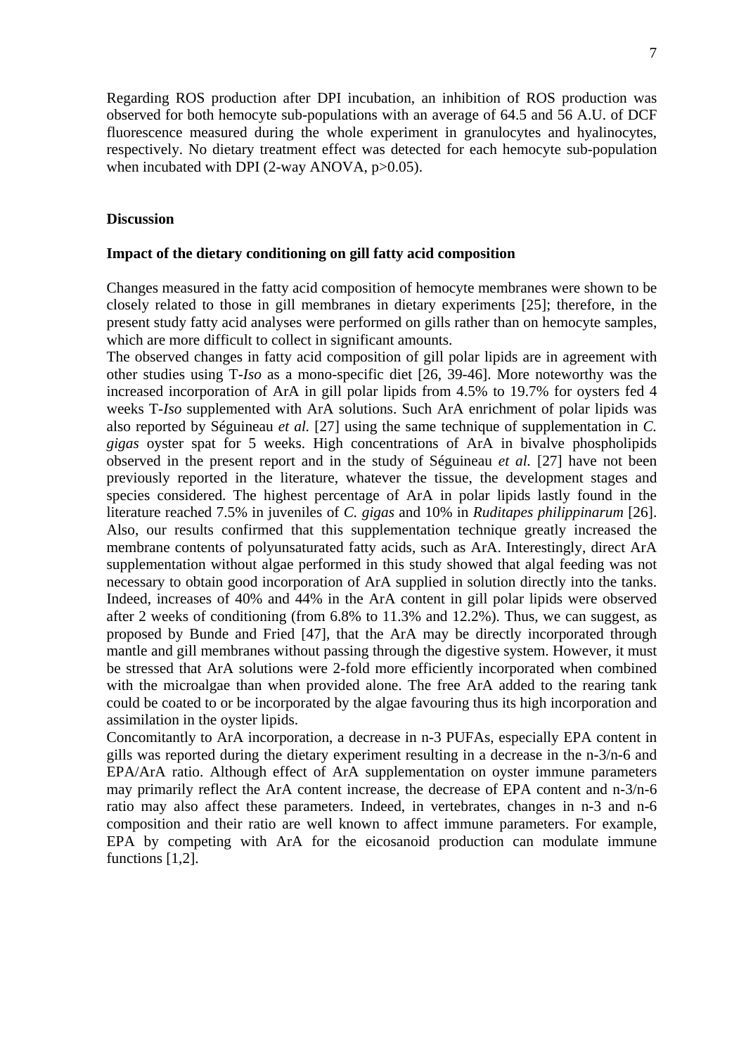Regarding ROS production after DPI incubation, an inhibition of ROS production was observed for both hemocyte sub-populations with an average of 64.5 and 56 A.U. of DCF fluorescence measured during the whole experiment in granulocytes and hyalinocytes, respectively. No dietary treatment effect was detected for each hemocyte sub-population when incubated with DPI (2-way ANOVA, $p>0.05$).

## Discussion

### Impact of the dietary conditioning on gill fatty acid composition

Changes measured in the fatty acid composition of hemocyte membranes were shown to be closely related to those in gill membranes in dietary experiments [25]; therefore, in the present study fatty acid analyses were performed on gills rather than on hemocyte samples, which are more difficult to collect in significant amounts.

The observed changes in fatty acid composition of gill polar lipids are in agreement with other studies using T-*Iso* as a mono-specific diet [26, 39-46]. More noteworthy was the increased incorporation of ArA in gill polar lipids from 4.5% to 19.7% for oysters fed 4 weeks T-*Iso* supplemented with ArA solutions. Such ArA enrichment of polar lipids was also reported by Séguineau *et al.* [27] using the same technique of supplementation in *C. gigas* oyster spat for 5 weeks. High concentrations of ArA in bivalve phospholipids observed in the present report and in the study of Séguineau *et al.* [27] have not been previously reported in the literature, whatever the tissue, the development stages and species considered. The highest percentage of ArA in polar lipids lastly found in the literature reached 7.5% in juveniles of *C. gigas* and 10% in *Ruditapes philippinarum* [26]. Also, our results confirmed that this supplementation technique greatly increased the membrane contents of polyunsaturated fatty acids, such as ArA. Interestingly, direct ArA supplementation without algae performed in this study showed that algal feeding was not necessary to obtain good incorporation of ArA supplied in solution directly into the tanks. Indeed, increases of 40% and 44% in the ArA content in gill polar lipids were observed after 2 weeks of conditioning (from 6.8% to 11.3% and 12.2%). Thus, we can suggest, as proposed by Bunde and Fried [47], that the ArA may be directly incorporated through mantle and gill membranes without passing through the digestive system. However, it must be stressed that ArA solutions were 2-fold more efficiently incorporated when combined with the microalgae than when provided alone. The free ArA added to the rearing tank could be coated to or be incorporated by the algae favouring thus its high incorporation and assimilation in the oyster lipids.

Concomitantly to ArA incorporation, a decrease in n-3 PUFAs, especially EPA content in gills was reported during the dietary experiment resulting in a decrease in the n-3/n-6 and EPA/ArA ratio. Although effect of ArA supplementation on oyster immune parameters may primarily reflect the ArA content increase, the decrease of EPA content and n-3/n-6 ratio may also affect these parameters. Indeed, in vertebrates, changes in n-3 and n-6 composition and their ratio are well known to affect immune parameters. For example, EPA by competing with ArA for the eicosanoid production can modulate immune functions [1,2].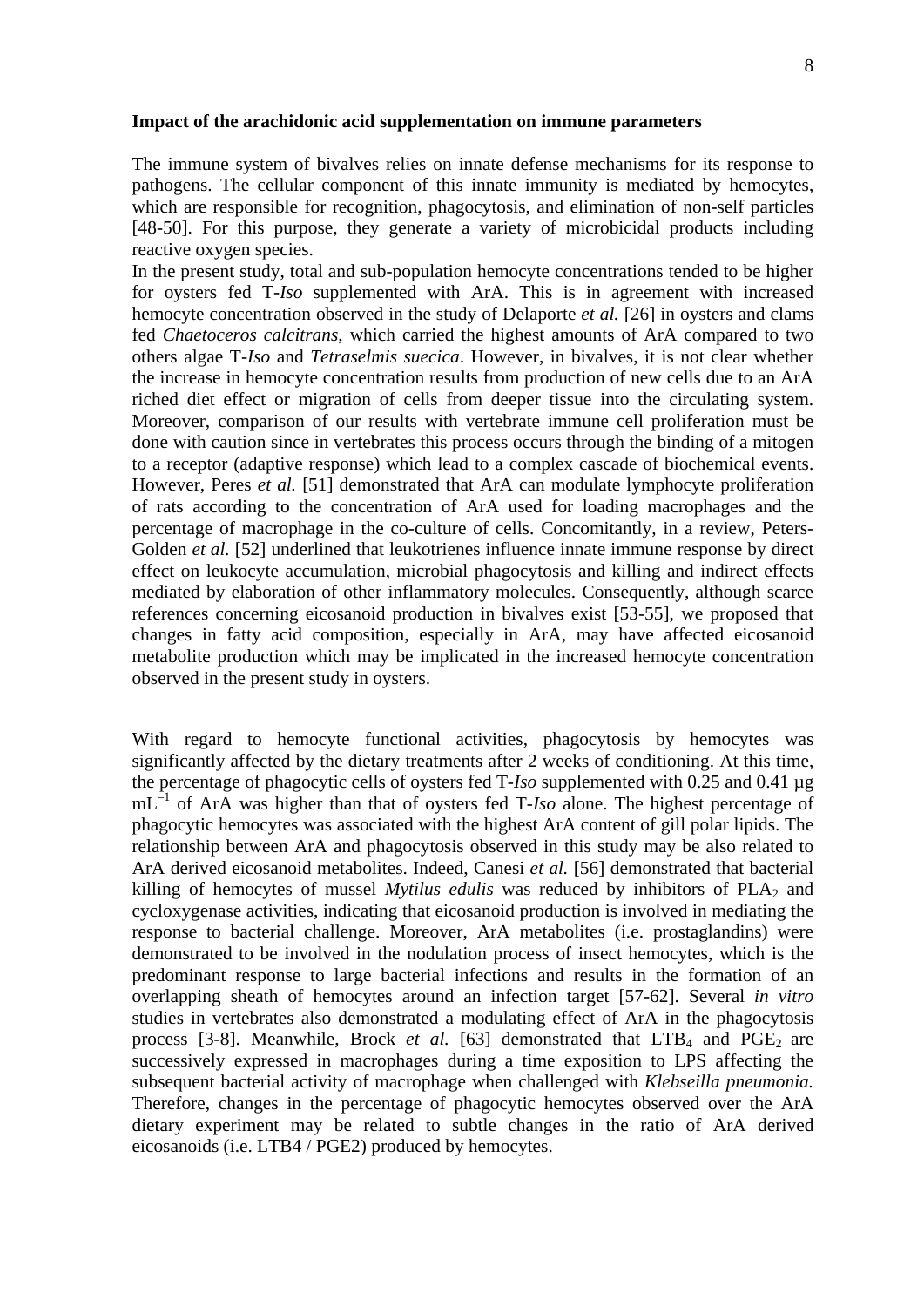**Impact of the arachidonic acid supplementation on immune parameters**

The immune system of bivalves relies on innate defense mechanisms for its response to pathogens. The cellular component of this innate immunity is mediated by hemocytes, which are responsible for recognition, phagocytosis, and elimination of non-self particles [48-50]. For this purpose, they generate a variety of microbicidal products including reactive oxygen species.

In the present study, total and sub-population hemocyte concentrations tended to be higher for oysters fed T-*Iso* supplemented with ArA. This is in agreement with increased hemocyte concentration observed in the study of Delaporte *et al.* [26] in oysters and clams fed *Chaetoceros calcitrans*, which carried the highest amounts of ArA compared to two others algae T-*Iso* and *Tetraselmis suecica*. However, in bivalves, it is not clear whether the increase in hemocyte concentration results from production of new cells due to an ArA riched diet effect or migration of cells from deeper tissue into the circulating system. Moreover, comparison of our results with vertebrate immune cell proliferation must be done with caution since in vertebrates this process occurs through the binding of a mitogen to a receptor (adaptive response) which lead to a complex cascade of biochemical events. However, Peres *et al.* [51] demonstrated that ArA can modulate lymphocyte proliferation of rats according to the concentration of ArA used for loading macrophages and the percentage of macrophage in the co-culture of cells. Concomitantly, in a review, Peters-Golden *et al.* [52] underlined that leukotrienes influence innate immune response by direct effect on leukocyte accumulation, microbial phagocytosis and killing and indirect effects mediated by elaboration of other inflammatory molecules. Consequently, although scarce references concerning eicosanoid production in bivalves exist [53-55], we proposed that changes in fatty acid composition, especially in ArA, may have affected eicosanoid metabolite production which may be implicated in the increased hemocyte concentration observed in the present study in oysters.

With regard to hemocyte functional activities, phagocytosis by hemocytes was significantly affected by the dietary treatments after 2 weeks of conditioning. At this time, the percentage of phagocytic cells of oysters fed T-*Iso* supplemented with 0.25 and 0.41 µg $mL^{-1}$ of ArA was higher than that of oysters fed T-*Iso* alone. The highest percentage of phagocytic hemocytes was associated with the highest ArA content of gill polar lipids. The relationship between ArA and phagocytosis observed in this study may be also related to ArA derived eicosanoid metabolites. Indeed, Canesi *et al.* [56] demonstrated that bacterial killing of hemocytes of mussel *Mytilus edulis* was reduced by inhibitors of $PLA_2$ and cycloxygenase activities, indicating that eicosanoid production is involved in mediating the response to bacterial challenge. Moreover, ArA metabolites (i.e. prostaglandins) were demonstrated to be involved in the nodulation process of insect hemocytes, which is the predominant response to large bacterial infections and results in the formation of an overlapping sheath of hemocytes around an infection target [57-62]. Several *in vitro* studies in vertebrates also demonstrated a modulating effect of ArA in the phagocytosis process [3-8]. Meanwhile, Brock *et al.* [63] demonstrated that $LTB_4$ and $PGE_2$ are successively expressed in macrophages during a time exposition to LPS affecting the subsequent bacterial activity of macrophage when challenged with *Klebseilla pneumonia.* Therefore, changes in the percentage of phagocytic hemocytes observed over the ArA dietary experiment may be related to subtle changes in the ratio of ArA derived eicosanoids (i.e. LTB4 / PGE2) produced by hemocytes.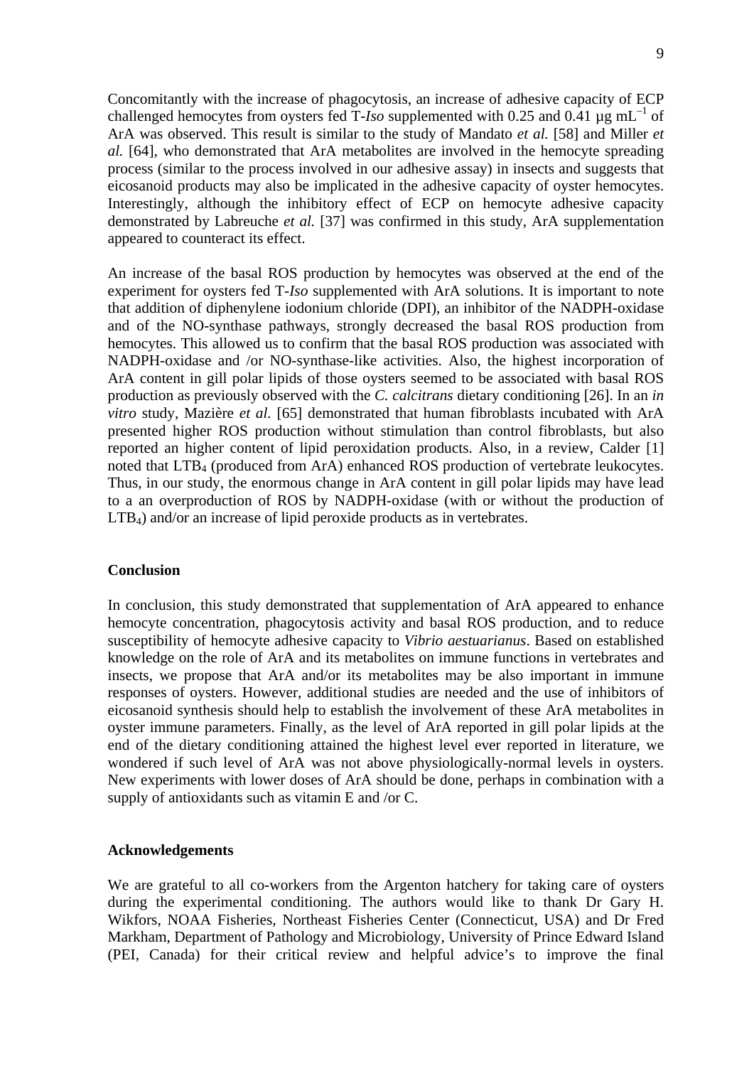Concomitantly with the increase of phagocytosis, an increase of adhesive capacity of ECP challenged hemocytes from oysters fed T-*Iso* supplemented with 0.25 and 0.41 µg mL$^{-1}$ of ArA was observed. This result is similar to the study of Mandato *et al.* [58] and Miller *et al.* [64], who demonstrated that ArA metabolites are involved in the hemocyte spreading process (similar to the process involved in our adhesive assay) in insects and suggests that eicosanoid products may also be implicated in the adhesive capacity of oyster hemocytes. Interestingly, although the inhibitory effect of ECP on hemocyte adhesive capacity demonstrated by Labreuche *et al.* [37] was confirmed in this study, ArA supplementation appeared to counteract its effect.

An increase of the basal ROS production by hemocytes was observed at the end of the experiment for oysters fed T-*Iso* supplemented with ArA solutions. It is important to note that addition of diphenylene iodonium chloride (DPI), an inhibitor of the NADPH-oxidase and of the NO-synthase pathways, strongly decreased the basal ROS production from hemocytes. This allowed us to confirm that the basal ROS production was associated with NADPH-oxidase and /or NO-synthase-like activities. Also, the highest incorporation of ArA content in gill polar lipids of those oysters seemed to be associated with basal ROS production as previously observed with the *C. calcitrans* dietary conditioning [26]. In an *in vitro* study, Mazière *et al.* [65] demonstrated that human fibroblasts incubated with ArA presented higher ROS production without stimulation than control fibroblasts, but also reported an higher content of lipid peroxidation products. Also, in a review, Calder [1] noted that $LTB_4$ (produced from ArA) enhanced ROS production of vertebrate leukocytes. Thus, in our study, the enormous change in ArA content in gill polar lipids may have lead to a an overproduction of ROS by NADPH-oxidase (with or without the production of $LTB_4$) and/or an increase of lipid peroxide products as in vertebrates.

## Conclusion

In conclusion, this study demonstrated that supplementation of ArA appeared to enhance hemocyte concentration, phagocytosis activity and basal ROS production, and to reduce susceptibility of hemocyte adhesive capacity to *Vibrio aestuarianus*. Based on established knowledge on the role of ArA and its metabolites on immune functions in vertebrates and insects, we propose that ArA and/or its metabolites may be also important in immune responses of oysters. However, additional studies are needed and the use of inhibitors of eicosanoid synthesis should help to establish the involvement of these ArA metabolites in oyster immune parameters. Finally, as the level of ArA reported in gill polar lipids at the end of the dietary conditioning attained the highest level ever reported in literature, we wondered if such level of ArA was not above physiologically-normal levels in oysters. New experiments with lower doses of ArA should be done, perhaps in combination with a supply of antioxidants such as vitamin E and /or C.

## Acknowledgements

We are grateful to all co-workers from the Argenton hatchery for taking care of oysters during the experimental conditioning. The authors would like to thank Dr Gary H. Wikfors, NOAA Fisheries, Northeast Fisheries Center (Connecticut, USA) and Dr Fred Markham, Department of Pathology and Microbiology, University of Prince Edward Island (PEI, Canada) for their critical review and helpful advice's to improve the final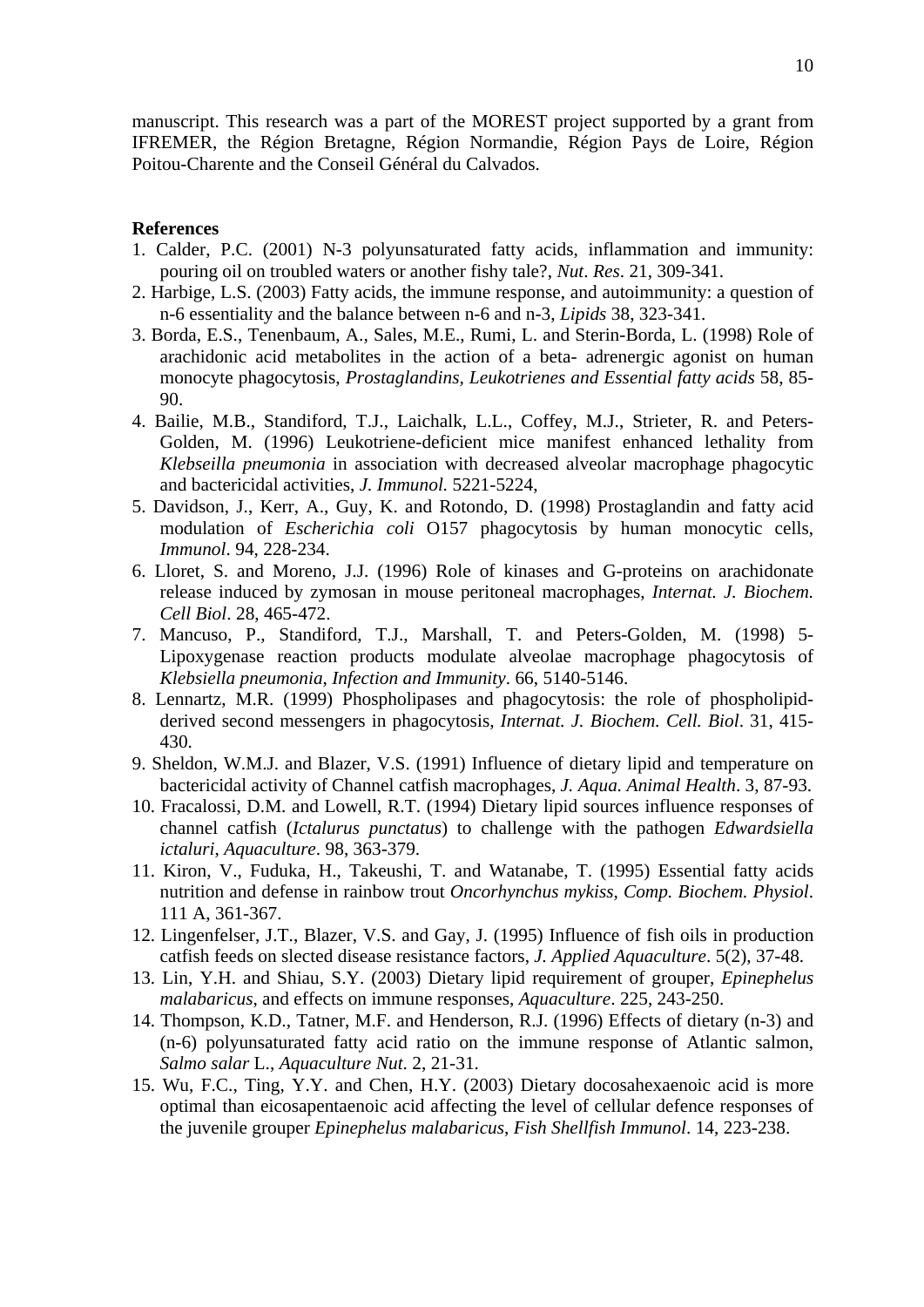manuscript. This research was a part of the MOREST project supported by a grant from IFREMER, the Région Bretagne, Région Normandie, Région Pays de Loire, Région Poitou-Charente and the Conseil Général du Calvados.

**References**

1. Calder, P.C. (2001) N-3 polyunsaturated fatty acids, inflammation and immunity: pouring oil on troubled waters or another fishy tale?, *Nut. Res.* 21, 309-341.
2. Harbige, L.S. (2003) Fatty acids, the immune response, and autoimmunity: a question of n-6 essentiality and the balance between n-6 and n-3, *Lipids* 38, 323-341.
3. Borda, E.S., Tenenbaum, A., Sales, M.E., Rumi, L. and Sterin-Borda, L. (1998) Role of arachidonic acid metabolites in the action of a beta- adrenergic agonist on human monocyte phagocytosis, *Prostaglandins, Leukotrienes and Essential fatty acids* 58, 85-90.
4. Bailie, M.B., Standiford, T.J., Laichalk, L.L., Coffey, M.J., Strieter, R. and Peters-Golden, M. (1996) Leukotriene-deficient mice manifest enhanced lethality from *Klebseilla pneumonia* in association with decreased alveolar macrophage phagocytic and bactericidal activities, *J. Immunol.* 5221-5224,
5. Davidson, J., Kerr, A., Guy, K. and Rotondo, D. (1998) Prostaglandin and fatty acid modulation of *Escherichia coli* O157 phagocytosis by human monocytic cells, *Immunol*. 94, 228-234.
6. Lloret, S. and Moreno, J.J. (1996) Role of kinases and G-proteins on arachidonate release induced by zymosan in mouse peritoneal macrophages, *Internat. J. Biochem. Cell Biol*. 28, 465-472.
7. Mancuso, P., Standiford, T.J., Marshall, T. and Peters-Golden, M. (1998) 5-Lipoxygenase reaction products modulate alveolae macrophage phagocytosis of *Klebsiella pneumonia, Infection and Immunity*. 66, 5140-5146.
8. Lennartz, M.R. (1999) Phospholipases and phagocytosis: the role of phospholipid-derived second messengers in phagocytosis, *Internat. J. Biochem. Cell. Biol*. 31, 415-430.
9. Sheldon, W.M.J. and Blazer, V.S. (1991) Influence of dietary lipid and temperature on bactericidal activity of Channel catfish macrophages, *J. Aqua. Animal Health*. 3, 87-93.
10. Fracalossi, D.M. and Lowell, R.T. (1994) Dietary lipid sources influence responses of channel catfish (*Ictalurus punctatus*) to challenge with the pathogen *Edwardsiella ictaluri*, *Aquaculture*. 98, 363-379.
11. Kiron, V., Fuduka, H., Takeushi, T. and Watanabe, T. (1995) Essential fatty acids nutrition and defense in rainbow trout *Oncorhynchus mykiss*, *Comp. Biochem. Physiol*. 111 A, 361-367.
12. Lingenfelser, J.T., Blazer, V.S. and Gay, J. (1995) Influence of fish oils in production catfish feeds on slected disease resistance factors, *J. Applied Aquaculture*. 5(2), 37-48.
13. Lin, Y.H. and Shiau, S.Y. (2003) Dietary lipid requirement of grouper, *Epinephelus malabaricus*, and effects on immune responses, *Aquaculture*. 225, 243-250.
14. Thompson, K.D., Tatner, M.F. and Henderson, R.J. (1996) Effects of dietary (n-3) and (n-6) polyunsaturated fatty acid ratio on the immune response of Atlantic salmon, *Salmo salar* L., *Aquaculture Nut*. 2, 21-31.
15. Wu, F.C., Ting, Y.Y. and Chen, H.Y. (2003) Dietary docosahexaenoic acid is more optimal than eicosapentaenoic acid affecting the level of cellular defence responses of the juvenile grouper *Epinephelus malabaricus*, *Fish Shellfish Immunol*. 14, 223-238.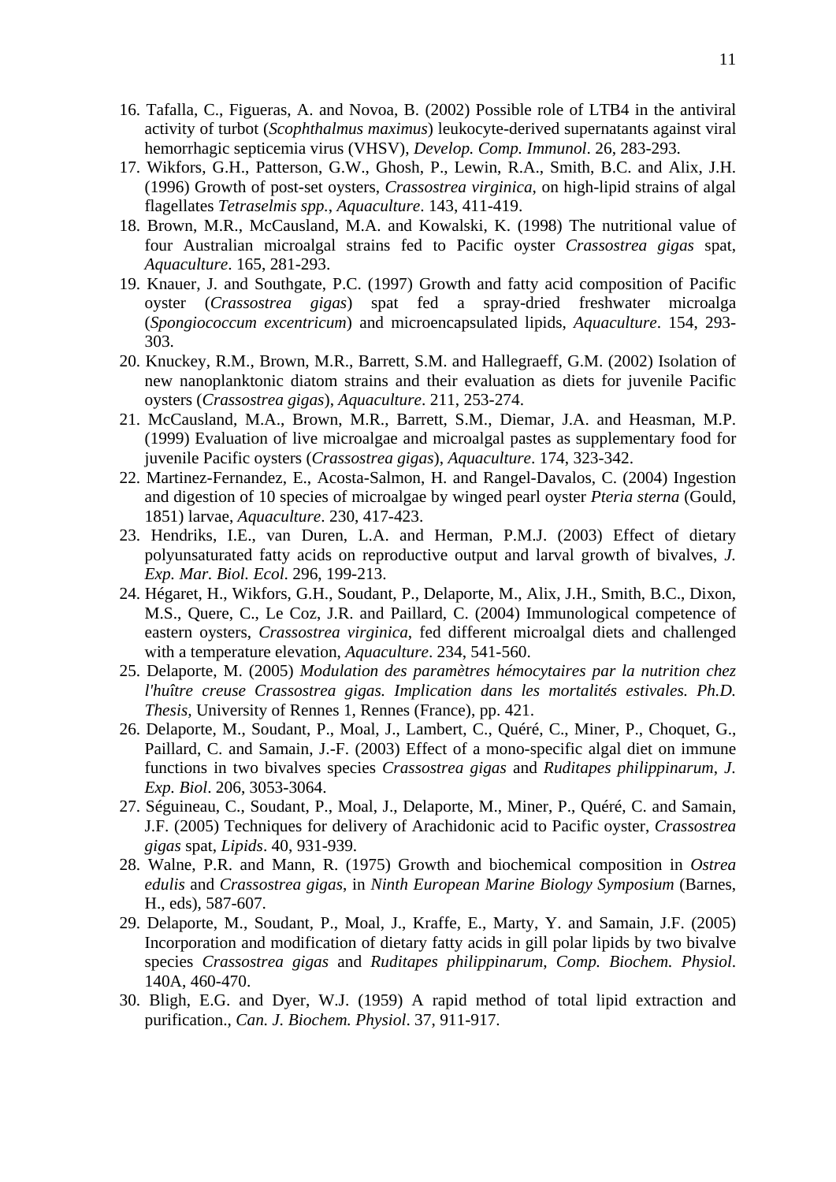16. Tafalla, C., Figueras, A. and Novoa, B. (2002) Possible role of LTB4 in the antiviral activity of turbot (*Scophthalmus maximus*) leukocyte-derived supernatants against viral hemorrhagic septicemia virus (VHSV), *Develop. Comp. Immunol*. 26, 283-293.
17. Wikfors, G.H., Patterson, G.W., Ghosh, P., Lewin, R.A., Smith, B.C. and Alix, J.H. (1996) Growth of post-set oysters, *Crassostrea virginica*, on high-lipid strains of algal flagellates *Tetraselmis spp.*, *Aquaculture*. 143, 411-419.
18. Brown, M.R., McCausland, M.A. and Kowalski, K. (1998) The nutritional value of four Australian microalgal strains fed to Pacific oyster *Crassostrea gigas* spat, *Aquaculture*. 165, 281-293.
19. Knauer, J. and Southgate, P.C. (1997) Growth and fatty acid composition of Pacific oyster (*Crassostrea gigas*) spat fed a spray-dried freshwater microalga (*Spongiococcum excentricum*) and microencapsulated lipids, *Aquaculture*. 154, 293-303.
20. Knuckey, R.M., Brown, M.R., Barrett, S.M. and Hallegraeff, G.M. (2002) Isolation of new nanoplanktonic diatom strains and their evaluation as diets for juvenile Pacific oysters (*Crassostrea gigas*), *Aquaculture*. 211, 253-274.
21. McCausland, M.A., Brown, M.R., Barrett, S.M., Diemar, J.A. and Heasman, M.P. (1999) Evaluation of live microalgae and microalgal pastes as supplementary food for juvenile Pacific oysters (*Crassostrea gigas*), *Aquaculture*. 174, 323-342.
22. Martinez-Fernandez, E., Acosta-Salmon, H. and Rangel-Davalos, C. (2004) Ingestion and digestion of 10 species of microalgae by winged pearl oyster *Pteria sterna* (Gould, 1851) larvae, *Aquaculture*. 230, 417-423.
23. Hendriks, I.E., van Duren, L.A. and Herman, P.M.J. (2003) Effect of dietary polyunsaturated fatty acids on reproductive output and larval growth of bivalves, *J. Exp. Mar. Biol. Ecol*. 296, 199-213.
24. Hégaret, H., Wikfors, G.H., Soudant, P., Delaporte, M., Alix, J.H., Smith, B.C., Dixon, M.S., Quere, C., Le Coz, J.R. and Paillard, C. (2004) Immunological competence of eastern oysters, *Crassostrea virginica*, fed different microalgal diets and challenged with a temperature elevation, *Aquaculture*. 234, 541-560.
25. Delaporte, M. (2005) *Modulation des paramètres hémocytaires par la nutrition chez l'huître creuse Crassostrea gigas. Implication dans les mortalités estivales. Ph.D. Thesis*, University of Rennes 1, Rennes (France), pp. 421.
26. Delaporte, M., Soudant, P., Moal, J., Lambert, C., Quéré, C., Miner, P., Choquet, G., Paillard, C. and Samain, J.-F. (2003) Effect of a mono-specific algal diet on immune functions in two bivalves species *Crassostrea gigas* and *Ruditapes philippinarum*, *J. Exp. Biol*. 206, 3053-3064.
27. Séguineau, C., Soudant, P., Moal, J., Delaporte, M., Miner, P., Quéré, C. and Samain, J.F. (2005) Techniques for delivery of Arachidonic acid to Pacific oyster, *Crassostrea gigas* spat, *Lipids*. 40, 931-939.
28. Walne, P.R. and Mann, R. (1975) Growth and biochemical composition in *Ostrea edulis* and *Crassostrea gigas*, in *Ninth European Marine Biology Symposium* (Barnes, H., eds), 587-607.
29. Delaporte, M., Soudant, P., Moal, J., Kraffe, E., Marty, Y. and Samain, J.F. (2005) Incorporation and modification of dietary fatty acids in gill polar lipids by two bivalve species *Crassostrea gigas* and *Ruditapes philippinarum*, *Comp. Biochem. Physiol*. 140A, 460-470.
30. Bligh, E.G. and Dyer, W.J. (1959) A rapid method of total lipid extraction and purification., *Can. J. Biochem. Physiol*. 37, 911-917.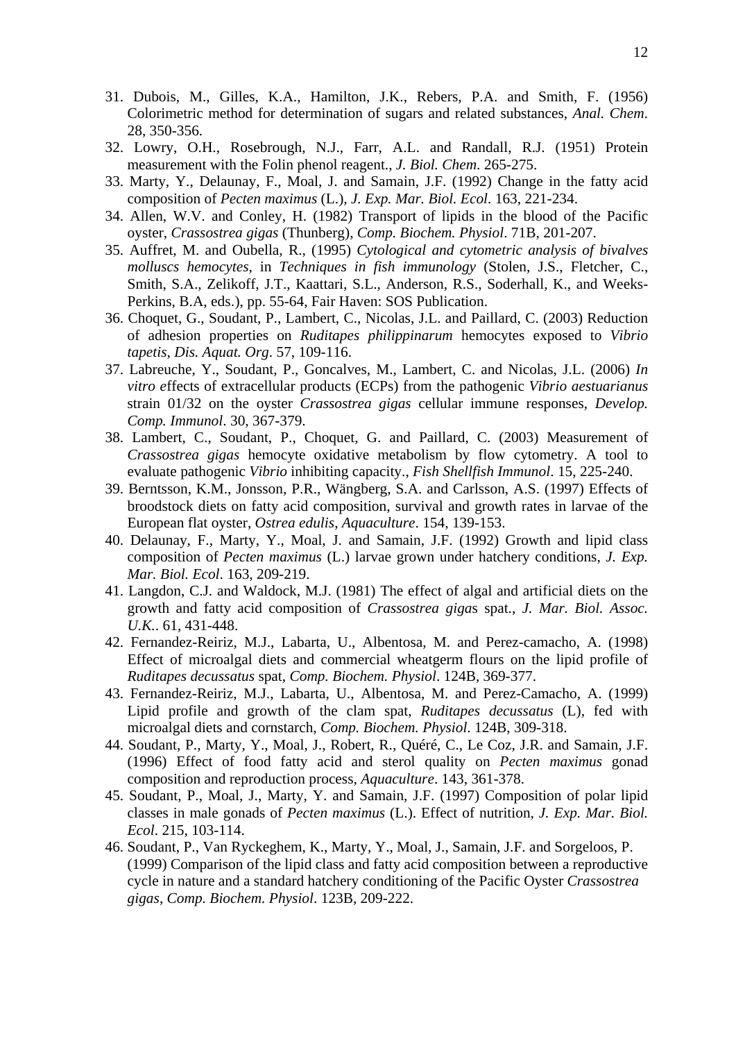31. Dubois, M., Gilles, K.A., Hamilton, J.K., Rebers, P.A. and Smith, F. (1956) Colorimetric method for determination of sugars and related substances, *Anal. Chem*. 28, 350-356.
32. Lowry, O.H., Rosebrough, N.J., Farr, A.L. and Randall, R.J. (1951) Protein measurement with the Folin phenol reagent., *J. Biol. Chem*. 265-275.
33. Marty, Y., Delaunay, F., Moal, J. and Samain, J.F. (1992) Change in the fatty acid composition of *Pecten maximus* (L.), *J. Exp. Mar. Biol. Ecol*. 163, 221-234.
34. Allen, W.V. and Conley, H. (1982) Transport of lipids in the blood of the Pacific oyster, *Crassostrea gigas* (Thunberg), *Comp. Biochem. Physiol*. 71B, 201-207.
35. Auffret, M. and Oubella, R., (1995) *Cytological and cytometric analysis of bivalves molluscs hemocytes*, in *Techniques in fish immunology* (Stolen, J.S., Fletcher, C., Smith, S.A., Zelikoff, J.T., Kaattari, S.L., Anderson, R.S., Soderhall, K., and Weeks-Perkins, B.A, eds.), pp. 55-64, Fair Haven: SOS Publication.
36. Choquet, G., Soudant, P., Lambert, C., Nicolas, J.L. and Paillard, C. (2003) Reduction of adhesion properties on *Ruditapes philippinarum* hemocytes exposed to *Vibrio tapetis*, *Dis. Aquat. Org*. 57, 109-116.
37. Labreuche, Y., Soudant, P., Goncalves, M., Lambert, C. and Nicolas, J.L. (2006) *In vitro e*ffects of extracellular products (ECPs) from the pathogenic *Vibrio aestuarianus* strain 01/32 on the oyster *Crassostrea gigas* cellular immune responses, *Develop. Comp. Immunol*. 30, 367-379.
38. Lambert, C., Soudant, P., Choquet, G. and Paillard, C. (2003) Measurement of *Crassostrea gigas* hemocyte oxidative metabolism by flow cytometry. A tool to evaluate pathogenic *Vibrio* inhibiting capacity., *Fish Shellfish Immunol*. 15, 225-240.
39. Berntsson, K.M., Jonsson, P.R., Wängberg, S.A. and Carlsson, A.S. (1997) Effects of broodstock diets on fatty acid composition, survival and growth rates in larvae of the European flat oyster, *Ostrea edulis*, *Aquaculture*. 154, 139-153.
40. Delaunay, F., Marty, Y., Moal, J. and Samain, J.F. (1992) Growth and lipid class composition of *Pecten maximus* (L.) larvae grown under hatchery conditions, *J. Exp. Mar. Biol. Ecol*. 163, 209-219.
41. Langdon, C.J. and Waldock, M.J. (1981) The effect of algal and artificial diets on the growth and fatty acid composition of *Crassostrea giga*s spat., *J. Mar. Biol. Assoc. U.K.*. 61, 431-448.
42. Fernandez-Reiriz, M.J., Labarta, U., Albentosa, M. and Perez-camacho, A. (1998) Effect of microalgal diets and commercial wheatgerm flours on the lipid profile of *Ruditapes decussatus* spat, *Comp. Biochem. Physiol*. 124B, 369-377.
43. Fernandez-Reiriz, M.J., Labarta, U., Albentosa, M. and Perez-Camacho, A. (1999) Lipid profile and growth of the clam spat, *Ruditapes decussatus* (L), fed with microalgal diets and cornstarch, *Comp. Biochem. Physiol*. 124B, 309-318.
44. Soudant, P., Marty, Y., Moal, J., Robert, R., Quéré, C., Le Coz, J.R. and Samain, J.F. (1996) Effect of food fatty acid and sterol quality on *Pecten maximus* gonad composition and reproduction process, *Aquaculture*. 143, 361-378.
45. Soudant, P., Moal, J., Marty, Y. and Samain, J.F. (1997) Composition of polar lipid classes in male gonads of *Pecten maximus* (L.). Effect of nutrition, *J. Exp. Mar. Biol. Ecol*. 215, 103-114.
46. Soudant, P., Van Ryckeghem, K., Marty, Y., Moal, J., Samain, J.F. and Sorgeloos, P. (1999) Comparison of the lipid class and fatty acid composition between a reproductive cycle in nature and a standard hatchery conditioning of the Pacific Oyster *Crassostrea gigas*, *Comp. Biochem. Physiol*. 123B, 209-222.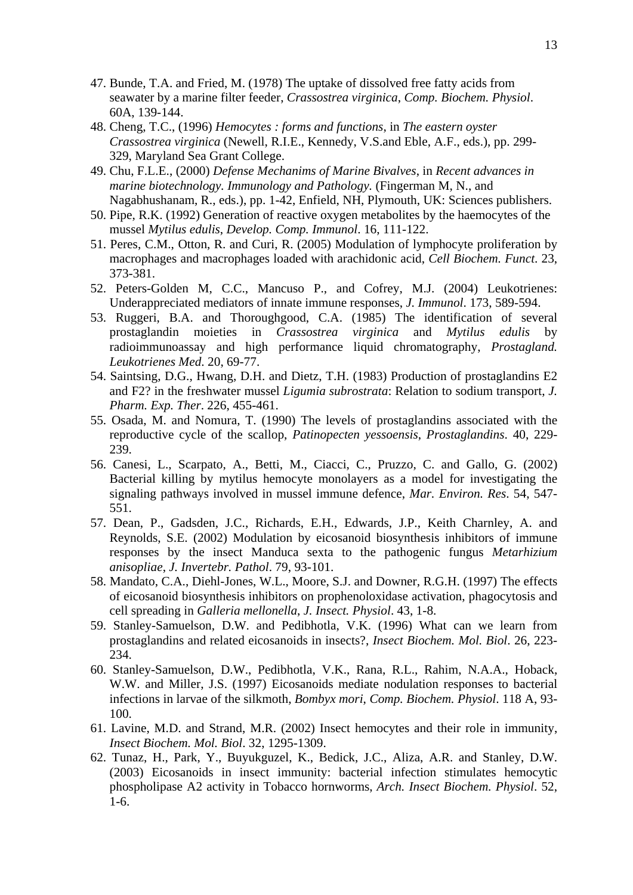47. Bunde, T.A. and Fried, M. (1978) The uptake of dissolved free fatty acids from seawater by a marine filter feeder, *Crassostrea virginica*, *Comp. Biochem. Physiol*. 60A, 139-144.
48. Cheng, T.C., (1996) *Hemocytes : forms and functions*, in *The eastern oyster Crassostrea virginica* (Newell, R.I.E., Kennedy, V.S.and Eble, A.F., eds.), pp. 299-329, Maryland Sea Grant College.
49. Chu, F.L.E., (2000) *Defense Mechanims of Marine Bivalves*, in *Recent advances in marine biotechnology. Immunology and Pathology.* (Fingerman M, N., and Nagabhushanam, R., eds.), pp. 1-42, Enfield, NH, Plymouth, UK: Sciences publishers.
50. Pipe, R.K. (1992) Generation of reactive oxygen metabolites by the haemocytes of the mussel *Mytilus edulis*, *Develop. Comp. Immunol*. 16, 111-122.
51. Peres, C.M., Otton, R. and Curi, R. (2005) Modulation of lymphocyte proliferation by macrophages and macrophages loaded with arachidonic acid, *Cell Biochem. Funct*. 23, 373-381.
52. Peters-Golden M, C.C., Mancuso P., and Cofrey, M.J. (2004) Leukotrienes: Underappreciated mediators of innate immune responses, *J. Immunol*. 173, 589-594.
53. Ruggeri, B.A. and Thoroughgood, C.A. (1985) The identification of several prostaglandin moieties in *Crassostrea virginica* and *Mytilus edulis* by radioimmunoassay and high performance liquid chromatography, *Prostagland. Leukotrienes Med*. 20, 69-77.
54. Saintsing, D.G., Hwang, D.H. and Dietz, T.H. (1983) Production of prostaglandins E2 and F2? in the freshwater mussel *Ligumia subrostrata*: Relation to sodium transport, *J. Pharm. Exp. Ther*. 226, 455-461.
55. Osada, M. and Nomura, T. (1990) The levels of prostaglandins associated with the reproductive cycle of the scallop, *Patinopecten yessoensis*, *Prostaglandins*. 40, 229-239.
56. Canesi, L., Scarpato, A., Betti, M., Ciacci, C., Pruzzo, C. and Gallo, G. (2002) Bacterial killing by mytilus hemocyte monolayers as a model for investigating the signaling pathways involved in mussel immune defence, *Mar. Environ. Res*. 54, 547-551.
57. Dean, P., Gadsden, J.C., Richards, E.H., Edwards, J.P., Keith Charnley, A. and Reynolds, S.E. (2002) Modulation by eicosanoid biosynthesis inhibitors of immune responses by the insect Manduca sexta to the pathogenic fungus *Metarhizium anisopliae*, *J. Invertebr. Pathol*. 79, 93-101.
58. Mandato, C.A., Diehl-Jones, W.L., Moore, S.J. and Downer, R.G.H. (1997) The effects of eicosanoid biosynthesis inhibitors on prophenoloxidase activation, phagocytosis and cell spreading in *Galleria mellonella*, *J. Insect. Physiol*. 43, 1-8.
59. Stanley-Samuelson, D.W. and Pedibhotla, V.K. (1996) What can we learn from prostaglandins and related eicosanoids in insects?, *Insect Biochem. Mol. Biol*. 26, 223-234.
60. Stanley-Samuelson, D.W., Pedibhotla, V.K., Rana, R.L., Rahim, N.A.A., Hoback, W.W. and Miller, J.S. (1997) Eicosanoids mediate nodulation responses to bacterial infections in larvae of the silkmoth, *Bombyx mori*, *Comp. Biochem. Physiol*. 118 A, 93-100.
61. Lavine, M.D. and Strand, M.R. (2002) Insect hemocytes and their role in immunity, *Insect Biochem. Mol. Biol*. 32, 1295-1309.
62. Tunaz, H., Park, Y., Buyukguzel, K., Bedick, J.C., Aliza, A.R. and Stanley, D.W. (2003) Eicosanoids in insect immunity: bacterial infection stimulates hemocytic phospholipase A2 activity in Tobacco hornworms, *Arch. Insect Biochem. Physiol*. 52, 1-6.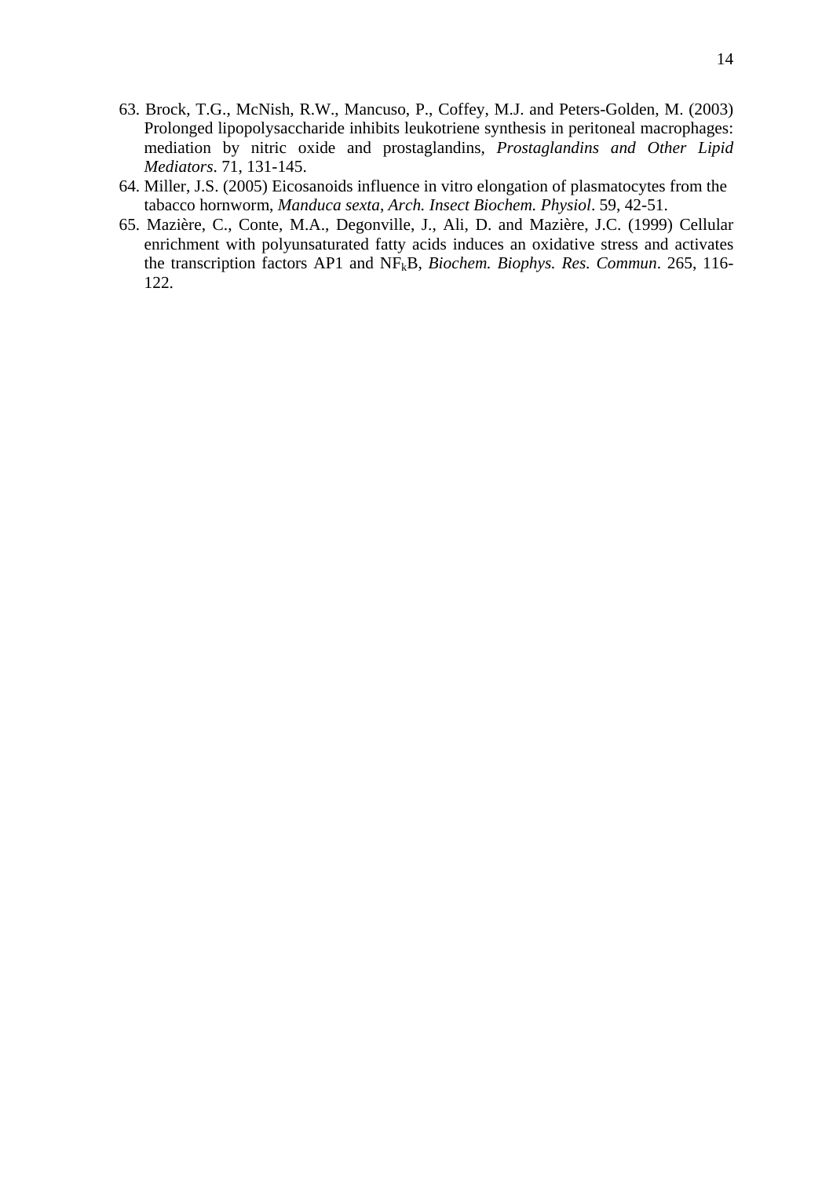63. Brock, T.G., McNish, R.W., Mancuso, P., Coffey, M.J. and Peters-Golden, M. (2003) Prolonged lipopolysaccharide inhibits leukotriene synthesis in peritoneal macrophages: mediation by nitric oxide and prostaglandins, *Prostaglandins and Other Lipid Mediators*. 71, 131-145.
64. Miller, J.S. (2005) Eicosanoids influence in vitro elongation of plasmatocytes from the tabacco hornworm, *Manduca sexta*, *Arch. Insect Biochem. Physiol*. 59, 42-51.
65. Mazière, C., Conte, M.A., Degonville, J., Ali, D. and Mazière, J.C. (1999) Cellular enrichment with polyunsaturated fatty acids induces an oxidative stress and activates the transcription factors AP1 and $NF_kB$, *Biochem. Biophys. Res. Commun*. 265, 116-122.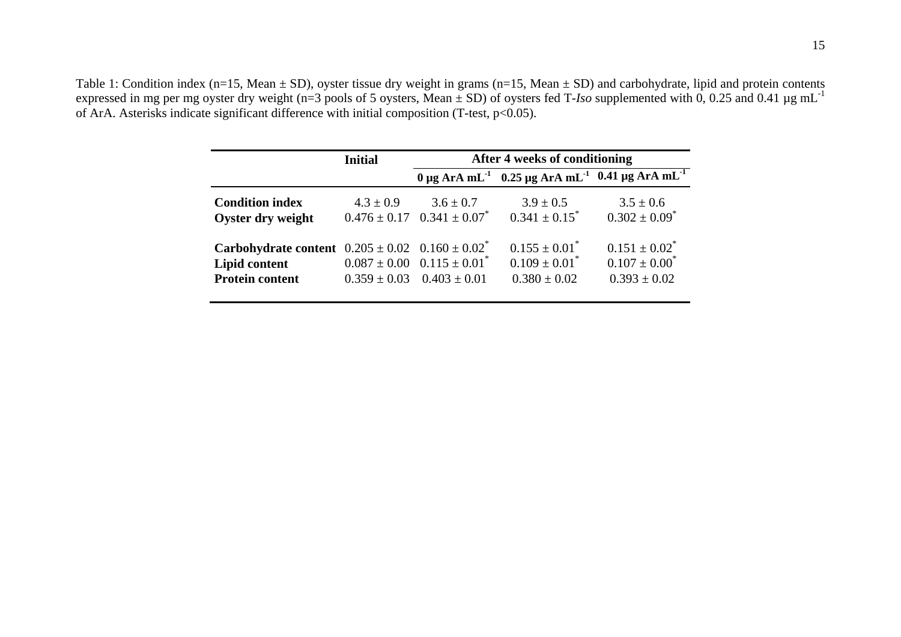Table 1: Condition index (n=15, Mean ± SD), oyster tissue dry weight in grams (n=15, Mean ± SD) and carbohydrate, lipid and protein contents expressed in mg per mg oyster dry weight (n=3 pools of 5 oysters, Mean ± SD) of oysters fed T-*Iso* supplemented with 0, 0.25 and 0.41 µg mL$^{-1}$ of ArA. Asterisks indicate significant difference with initial composition (T-test, $p<0.05$).

| | **Initial** | **After 4 weeks of conditioning** | | |
|---|---|---|---|---|
| | | **0 µg ArA mL$^{-1}$** | **0.25 µg ArA mL$^{-1}$** | **0.41 µg ArA mL$^{-1}$** |
| **Condition index** | 4.3 ± 0.9 | 3.6 ± 0.7 | 3.9 ± 0.5 | 3.5 ± 0.6 |
| **Oyster dry weight** | 0.476 ± 0.17 | 0.341 ± 0.07* | 0.341 ± 0.15* | 0.302 ± 0.09* |
| **Carbohydrate content** | 0.205 ± 0.02 | 0.160 ± 0.02* | 0.155 ± 0.01* | 0.151 ± 0.02* |
| **Lipid content** | 0.087 ± 0.00 | 0.115 ± 0.01* | 0.109 ± 0.01* | 0.107 ± 0.00* |
| **Protein content** | 0.359 ± 0.03 | 0.403 ± 0.01 | 0.380 ± 0.02 | 0.393 ± 0.02 |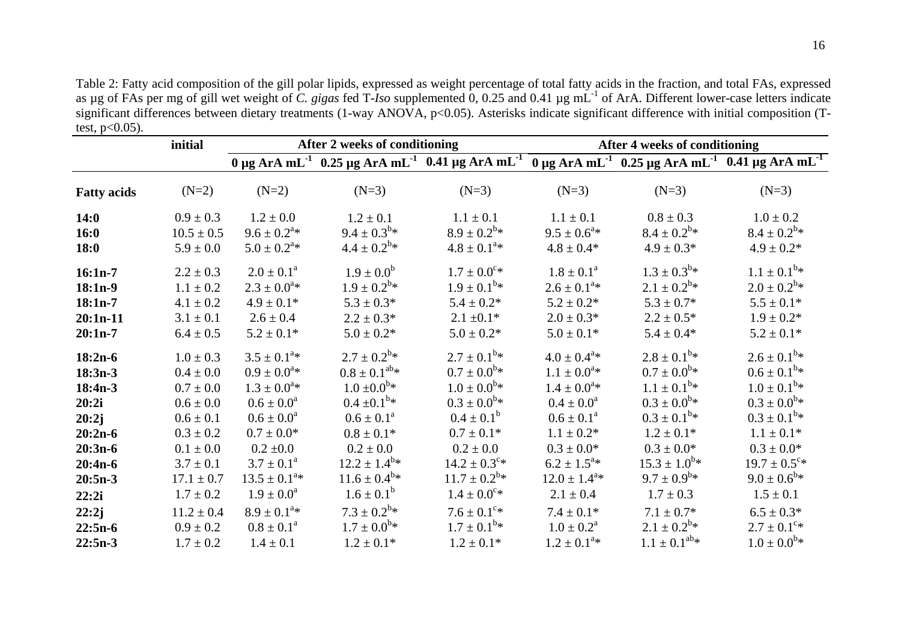Table 2: Fatty acid composition of the gill polar lipids, expressed as weight percentage of total fatty acids in the fraction, and total FAs, expressed as µg of FAs per mg of gill wet weight of *C. gigas* fed T-*Iso* supplemented 0, 0.25 and 0.41 µg $mL^{-1}$ of ArA. Different lower-case letters indicate significant differences between dietary treatments (1-way ANOVA, $p<0.05$). Asterisks indicate significant difference with initial composition (T-test, $p<0.05$).

| | initial | After 2 weeks of conditioning | | | After 4 weeks of conditioning | | |
|---|---|---|---|---|---|---|---|
| | | 0 µg ArA $mL^{-1}$ | 0.25 µg ArA $mL^{-1}$ | 0.41 µg ArA $mL^{-1}$ | 0 µg ArA $mL^{-1}$ | 0.25 µg ArA $mL^{-1}$ | 0.41 µg ArA $mL^{-1}$ |
| **Fatty acids** | (N=2) | (N=2) | (N=3) | (N=3) | (N=3) | (N=3) | (N=3) |
| **14:0** | 0.9 ± 0.3 | 1.2 ± 0.0 | 1.2 ± 0.1 | 1.1 ± 0.1 | 1.1 ± 0.1 | 0.8 ± 0.3 | 1.0 ± 0.2 |
| **16:0** | 10.5 ± 0.5 | 9.6 ± 0.2[a]* | 9.4 ± 0.3[b]* | 8.9 ± 0.2[b]* | 9.5 ± 0.6[a]* | 8.4 ± 0.2[b]* | 8.4 ± 0.2[b]* |
| **18:0** | 5.9 ± 0.0 | 5.0 ± 0.2[a]* | 4.4 ± 0.2[b]* | 4.8 ± 0.1[a]* | 4.8 ± 0.4* | 4.9 ± 0.3* | 4.9 ± 0.2* |
| **16:1n-7** | 2.2 ± 0.3 | 2.0 ± 0.1[a] | 1.9 ± 0.0[b] | 1.7 ± 0.0[c]* | 1.8 ± 0.1[a] | 1.3 ± 0.3[b]* | 1.1 ± 0.1[b]* |
| **18:1n-9** | 1.1 ± 0.2 | 2.3 ± 0.0[a]* | 1.9 ± 0.2[b]* | 1.9 ± 0.1[b]* | 2.6 ± 0.1[a]* | 2.1 ± 0.2[b]* | 2.0 ± 0.2[b]* |
| **18:1n-7** | 4.1 ± 0.2 | 4.9 ± 0.1* | 5.3 ± 0.3* | 5.4 ± 0.2* | 5.2 ± 0.2* | 5.3 ± 0.7* | 5.5 ± 0.1* |
| **20:1n-11** | 3.1 ± 0.1 | 2.6 ± 0.4 | 2.2 ± 0.3* | 2.1 ±0.1* | 2.0 ± 0.3* | 2.2 ± 0.5* | 1.9 ± 0.2* |
| **20:1n-7** | 6.4 ± 0.5 | 5.2 ± 0.1* | 5.0 ± 0.2* | 5.0 ± 0.2* | 5.0 ± 0.1* | 5.4 ± 0.4* | 5.2 ± 0.1* |
| **18:2n-6** | 1.0 ± 0.3 | 3.5 ± 0.1[a]* | 2.7 ± 0.2[b]* | 2.7 ± 0.1[b]* | 4.0 ± 0.4[a]* | 2.8 ± 0.1[b]* | 2.6 ± 0.1[b]* |
| **18:3n-3** | 0.4 ± 0.0 | 0.9 ± 0.0[a]* | 0.8 ± 0.1[ab]* | 0.7 ± 0.0[b]* | 1.1 ± 0.0[a]* | 0.7 ± 0.0[b]* | 0.6 ± 0.1[b]* |
| **18:4n-3** | 0.7 ± 0.0 | 1.3 ± 0.0[a]* | 1.0 ±0.0[b]* | 1.0 ± 0.0[b]* | 1.4 ± 0.0[a]* | 1.1 ± 0.1[b]* | 1.0 ± 0.1[b]* |
| **20:2i** | 0.6 ± 0.0 | 0.6 ± 0.0[a] | 0.4 ±0.1[b]* | 0.3 ± 0.0[b]* | 0.4 ± 0.0[a] | 0.3 ± 0.0[b]* | 0.3 ± 0.0[b]* |
| **20:2j** | 0.6 ± 0.1 | 0.6 ± 0.0[a] | 0.6 ± 0.1[a] | 0.4 ± 0.1[b] | 0.6 ± 0.1[a] | 0.3 ± 0.1[b]* | 0.3 ± 0.1[b]* |
| **20:2n-6** | 0.3 ± 0.2 | 0.7 ± 0.0* | 0.8 ± 0.1* | 0.7 ± 0.1* | 1.1 ± 0.2* | 1.2 ± 0.1* | 1.1 ± 0.1* |
| **20:3n-6** | 0.1 ± 0.0 | 0.2 ±0.0 | 0.2 ± 0.0 | 0.2 ± 0.0 | 0.3 ± 0.0* | 0.3 ± 0.0* | 0.3 ± 0.0* |
| **20:4n-6** | 3.7 ± 0.1 | 3.7 ± 0.1[a] | 12.2 ± 1.4[b]* | 14.2 ± 0.3[c]* | 6.2 ± 1.5[a]* | 15.3 ± 1.0[b]* | 19.7 ± 0.5[c]* |
| **20:5n-3** | 17.1 ± 0.7 | 13.5 ± 0.1[a]* | 11.6 ± 0.4[b]* | 11.7 ± 0.2[b]* | 12.0 ± 1.4[a]* | 9.7 ± 0.9[b]* | 9.0 ± 0.6[b]* |
| **22:2i** | 1.7 ± 0.2 | 1.9 ± 0.0[a] | 1.6 ± 0.1[b] | 1.4 ± 0.0[c]* | 2.1 ± 0.4 | 1.7 ± 0.3 | 1.5 ± 0.1 |
| **22:2j** | 11.2 ± 0.4 | 8.9 ± 0.1[a]* | 7.3 ± 0.2[b]* | 7.6 ± 0.1[c]* | 7.4 ± 0.1* | 7.1 ± 0.7* | 6.5 ± 0.3* |
| **22:5n-6** | 0.9 ± 0.2 | 0.8 ± 0.1[a] | 1.7 ± 0.0[b]* | 1.7 ± 0.1[b]* | 1.0 ± 0.2[a] | 2.1 ± 0.2[b]* | 2.7 ± 0.1[c]* |
| **22:5n-3** | 1.7 ± 0.2 | 1.4 ± 0.1 | 1.2 ± 0.1* | 1.2 ± 0.1* | 1.2 ± 0.1[a]* | 1.1 ± 0.1[ab]* | 1.0 ± 0.0[b]* |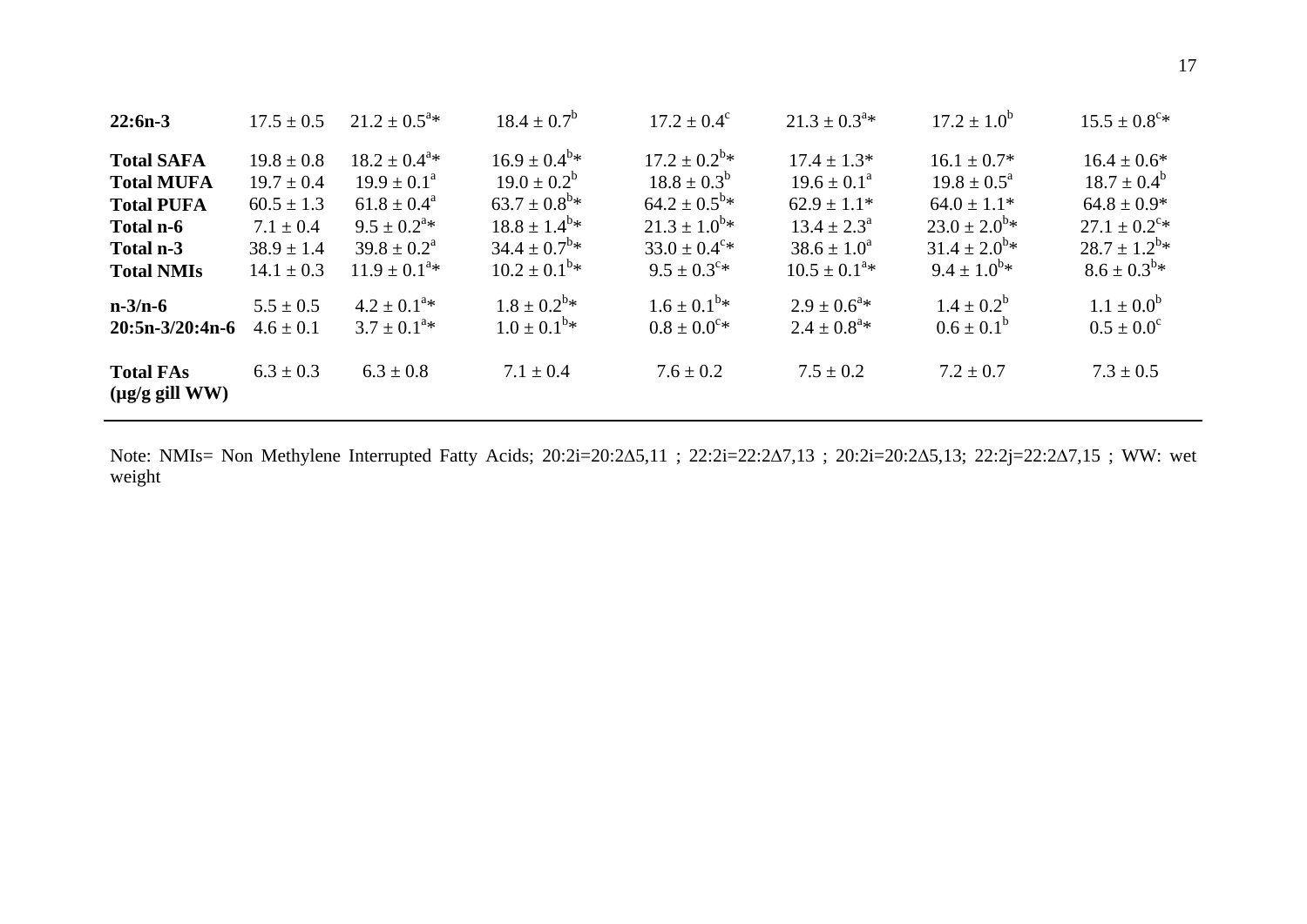| | | | | | | | |
|---|---|---|---|---|---|---|---|
| **22:6n-3** | 17.5 ± 0.5 | 21.2 ± 0.5[a]* | 18.4 ± 0.7[b] | 17.2 ± 0.4[c] | 21.3 ± 0.3[a]* | 17.2 ± 1.0[b] | 15.5 ± 0.8[c]* |
| **Total SAFA** | 19.8 ± 0.8 | 18.2 ± 0.4[a]* | 16.9 ± 0.4[b]* | 17.2 ± 0.2[b]* | 17.4 ± 1.3* | 16.1 ± 0.7* | 16.4 ± 0.6* |
| **Total MUFA** | 19.7 ± 0.4 | 19.9 ± 0.1[a] | 19.0 ± 0.2[b] | 18.8 ± 0.3[b] | 19.6 ± 0.1[a] | 19.8 ± 0.5[a] | 18.7 ± 0.4[b] |
| **Total PUFA** | 60.5 ± 1.3 | 61.8 ± 0.4[a] | 63.7 ± 0.8[b]* | 64.2 ± 0.5[b]* | 62.9 ± 1.1* | 64.0 ± 1.1* | 64.8 ± 0.9* |
| **Total n-6** | 7.1 ± 0.4 | 9.5 ± 0.2[a]* | 18.8 ± 1.4[b]* | 21.3 ± 1.0[b]* | 13.4 ± 2.3[a] | 23.0 ± 2.0[b]* | 27.1 ± 0.2[c]* |
| **Total n-3** | 38.9 ± 1.4 | 39.8 ± 0.2[a] | 34.4 ± 0.7[b]* | 33.0 ± 0.4[c]* | 38.6 ± 1.0[a] | 31.4 ± 2.0[b]* | 28.7 ± 1.2[b]* |
| **Total NMIs** | 14.1 ± 0.3 | 11.9 ± 0.1[a]* | 10.2 ± 0.1[b]* | 9.5 ± 0.3[c]* | 10.5 ± 0.1[a]* | 9.4 ± 1.0[b]* | 8.6 ± 0.3[b]* |
| **n-3/n-6** | 5.5 ± 0.5 | 4.2 ± 0.1[a]* | 1.8 ± 0.2[b]* | 1.6 ± 0.1[b]* | 2.9 ± 0.6[a]* | 1.4 ± 0.2[b] | 1.1 ± 0.0[b] |
| **20:5n-3/20:4n-6** | 4.6 ± 0.1 | 3.7 ± 0.1[a]* | 1.0 ± 0.1[b]* | 0.8 ± 0.0[c]* | 2.4 ± 0.8[a]* | 0.6 ± 0.1[b] | 0.5 ± 0.0[c] |
| **Total FAs (µg/g gill WW)** | 6.3 ± 0.3 | 6.3 ± 0.8 | 7.1 ± 0.4 | 7.6 ± 0.2 | 7.5 ± 0.2 | 7.2 ± 0.7 | 7.3 ± 0.5 |

Note: NMIs= Non Methylene Interrupted Fatty Acids; 20:2i=20:2Δ5,11 ; 22:2i=22:2Δ7,13 ; 20:2i=20:2Δ5,13; 22:2j=22:2Δ7,15 ; WW: wet weight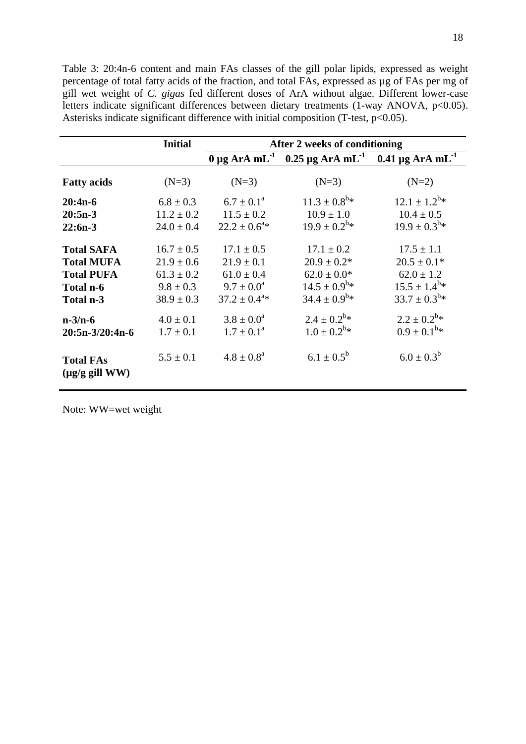Table 3: 20:4n-6 content and main FAs classes of the gill polar lipids, expressed as weight percentage of total fatty acids of the fraction, and total FAs, expressed as µg of FAs per mg of gill wet weight of *C. gigas* fed different doses of ArA without algae. Different lower-case letters indicate significant differences between dietary treatments (1-way ANOVA, p<0.05). Asterisks indicate significant difference with initial composition (T-test, p<0.05).

| | Initial | After 2 weeks of conditioning | | |
|---|---|---|---|---|
| | | 0 µg ArA $mL^{-1}$ | 0.25 µg ArA $mL^{-1}$ | 0.41 µg ArA $mL^{-1}$ |
| **Fatty acids** | (N=3) | (N=3) | (N=3) | (N=2) |
| **20:4n-6** | 6.8 ± 0.3 | 6.7 ± 0.1$^{a}$ | 11.3 ± 0.8$^{b}$* | 12.1 ± 1.2$^{b}$* |
| **20:5n-3** | 11.2 ± 0.2 | 11.5 ± 0.2 | 10.9 ± 1.0 | 10.4 ± 0.5 |
| **22:6n-3** | 24.0 ± 0.4 | 22.2 ± 0.6$^{a}$* | 19.9 ± 0.2$^{b}$* | 19.9 ± 0.3$^{b}$* |
| **Total SAFA** | 16.7 ± 0.5 | 17.1 ± 0.5 | 17.1 ± 0.2 | 17.5 ± 1.1 |
| **Total MUFA** | 21.9 ± 0.6 | 21.9 ± 0.1 | 20.9 ± 0.2* | 20.5 ± 0.1* |
| **Total PUFA** | 61.3 ± 0.2 | 61.0 ± 0.4 | 62.0 ± 0.0* | 62.0 ± 1.2 |
| **Total n-6** | 9.8 ± 0.3 | 9.7 ± 0.0$^{a}$ | 14.5 ± 0.9$^{b}$* | 15.5 ± 1.4$^{b}$* |
| **Total n-3** | 38.9 ± 0.3 | 37.2 ± 0.4$^{a}$* | 34.4 ± 0.9$^{b}$* | 33.7 ± 0.3$^{b}$* |
| **n-3/n-6** | 4.0 ± 0.1 | 3.8 ± 0.0$^{a}$ | 2.4 ± 0.2$^{b}$* | 2.2 ± 0.2$^{b}$* |
| **20:5n-3/20:4n-6** | 1.7 ± 0.1 | 1.7 ± 0.1$^{a}$ | 1.0 ± 0.2$^{b}$* | 0.9 ± 0.1$^{b}$* |
| **Total FAs (µg/g gill WW)** | 5.5 ± 0.1 | 4.8 ± 0.8$^{a}$ | 6.1 ± 0.5$^{b}$ | 6.0 ± 0.3$^{b}$ |

Note: WW=wet weight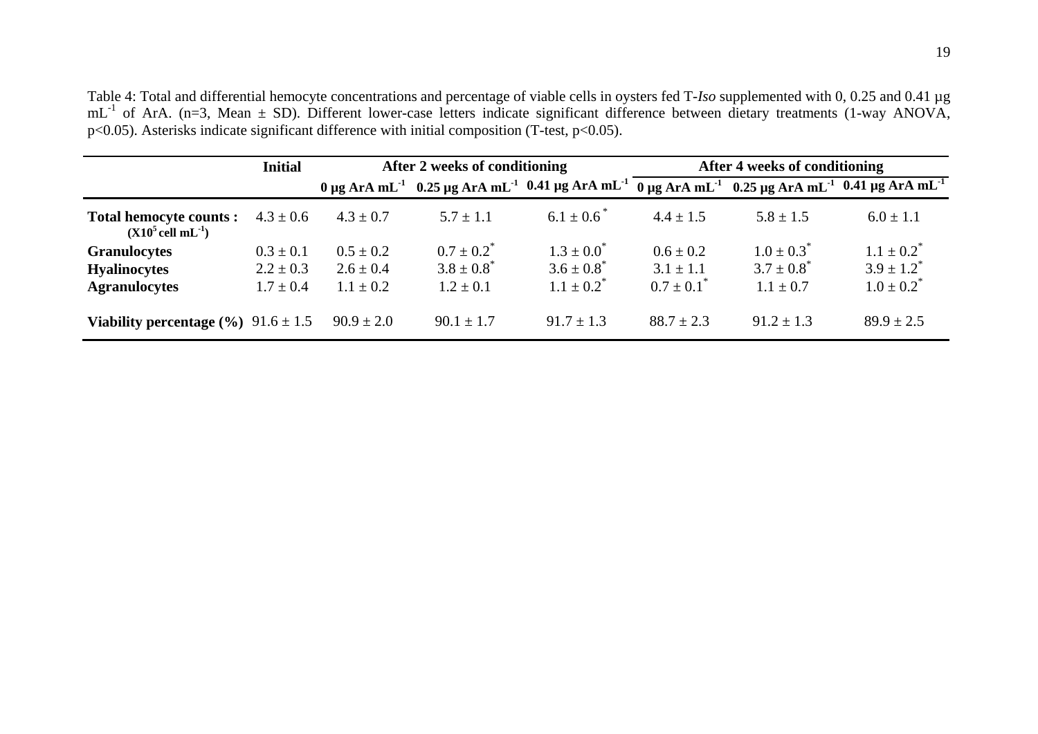Table 4: Total and differential hemocyte concentrations and percentage of viable cells in oysters fed T-*Iso* supplemented with 0, 0.25 and 0.41 µg $mL^{-1}$ of ArA. (n=3, Mean ± SD). Different lower-case letters indicate significant difference between dietary treatments (1-way ANOVA, p<0.05). Asterisks indicate significant difference with initial composition (T-test, p<0.05).

| | **Initial** | **After 2 weeks of conditioning** | | | **After 4 weeks of conditioning** | | |
|---|---|---|---|---|---|---|---|
| | | **0 µg ArA $mL^{-1}$** | **0.25 µg ArA $mL^{-1}$** | **0.41 µg ArA $mL^{-1}$** | **0 µg ArA $mL^{-1}$** | **0.25 µg ArA $mL^{-1}$** | **0.41 µg ArA $mL^{-1}$** |
| **Total hemocyte counts : ($X10^5$ cell $mL^{-1}$)** | 4.3 ± 0.6 | 4.3 ± 0.7 | 5.7 ± 1.1 | 6.1 ± 0.6 * | 4.4 ± 1.5 | 5.8 ± 1.5 | 6.0 ± 1.1 |
| **Granulocytes** | 0.3 ± 0.1 | 0.5 ± 0.2 | 0.7 ± 0.2* | 1.3 ± 0.0* | 0.6 ± 0.2 | 1.0 ± 0.3* | 1.1 ± 0.2* |
| **Hyalinocytes** | 2.2 ± 0.3 | 2.6 ± 0.4 | 3.8 ± 0.8* | 3.6 ± 0.8* | 3.1 ± 1.1 | 3.7 ± 0.8* | 3.9 ± 1.2* |
| **Agranulocytes** | 1.7 ± 0.4 | 1.1 ± 0.2 | 1.2 ± 0.1 | 1.1 ± 0.2* | 0.7 ± 0.1* | 1.1 ± 0.7 | 1.0 ± 0.2* |
| **Viability percentage (%)** | 91.6 ± 1.5 | 90.9 ± 2.0 | 90.1 ± 1.7 | 91.7 ± 1.3 | 88.7 ± 2.3 | 91.2 ± 1.3 | 89.9 ± 2.5 |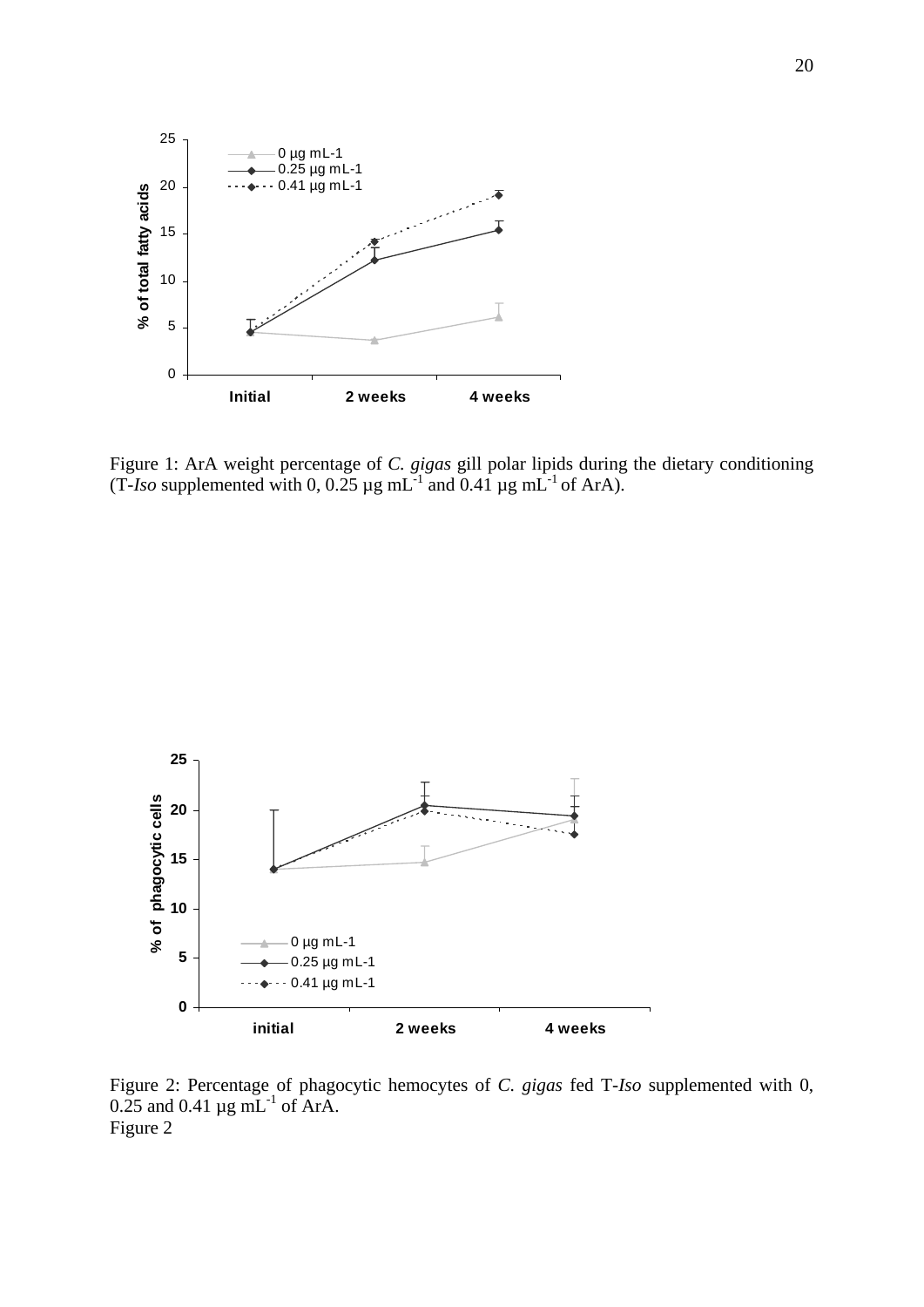Figure 1: ArA weight percentage of *C. gigas* gill polar lipids during the dietary conditioning (T-*Iso* supplemented with 0, 0.25 µg $mL^{-1}$ and 0.41 µg $mL^{-1}$ of ArA).

Figure 2: Percentage of phagocytic hemocytes of *C. gigas* fed T-*Iso* supplemented with 0, 0.25 and 0.41 µg $mL^{-1}$ of ArA.
Figure 2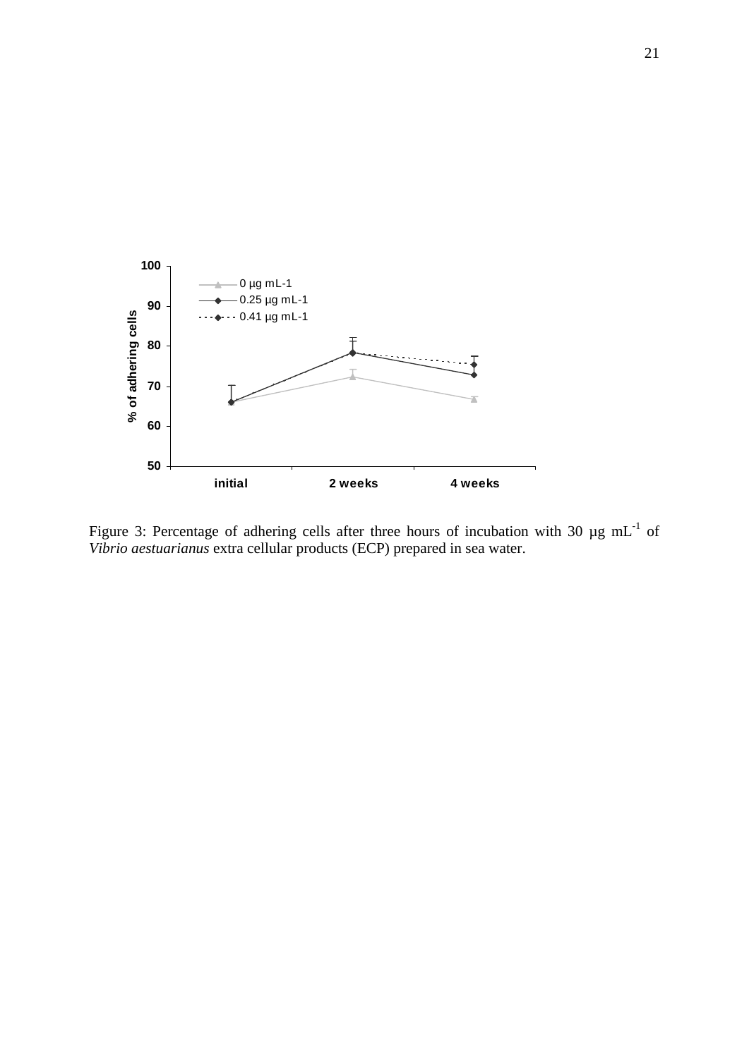Figure 3: Percentage of adhering cells after three hours of incubation with 30 µg $mL^{-1}$ of *Vibrio aestuarianus* extra cellular products (ECP) prepared in sea water.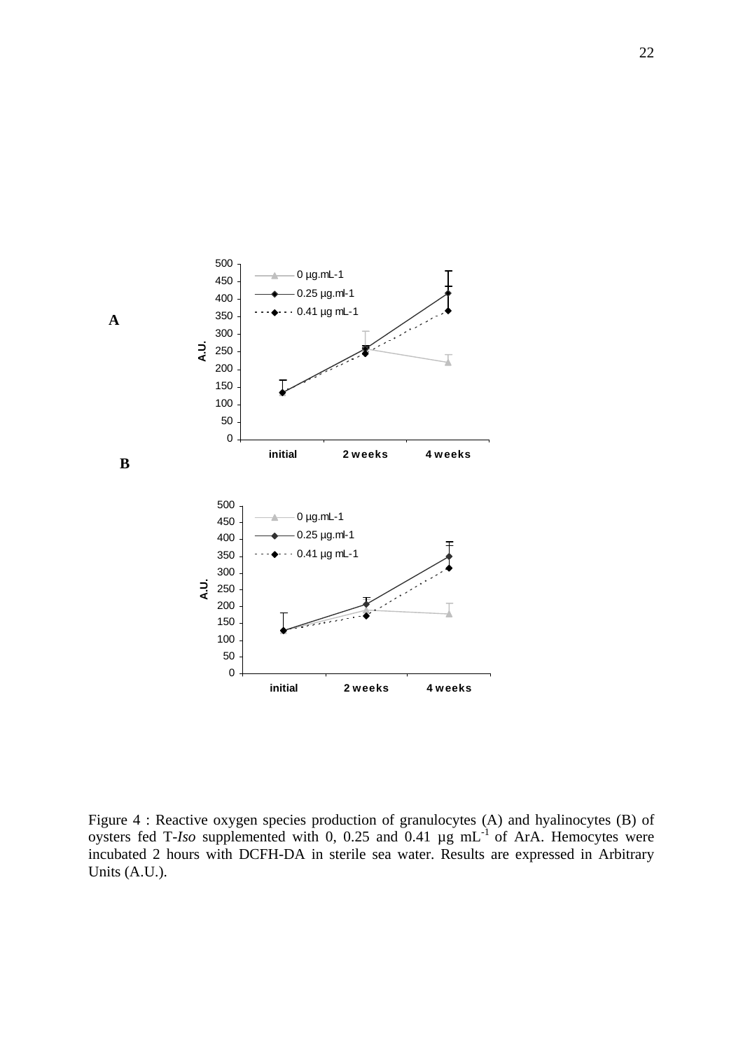A

500
450
400
350
300
250
200
150
100
50
0

A.U.

0 µg.mL-1
0.25 µg.ml-1
0.41 µg mL-1

initial
2 weeks
4 weeks

B

500
450
400
350
300
250
200
150
100
50
0

A.U.

0 µg.mL-1
0.25 µg.ml-1
0.41 µg mL-1

initial
2 weeks
4 weeks

Figure 4 : Reactive oxygen species production of granulocytes (A) and hyalinocytes (B) of oysters fed T-*Iso* supplemented with 0, 0.25 and 0.41 µg $mL^{-1}$ of ArA. Hemocytes were incubated 2 hours with DCFH-DA in sterile sea water. Results are expressed in Arbitrary Units (A.U.).